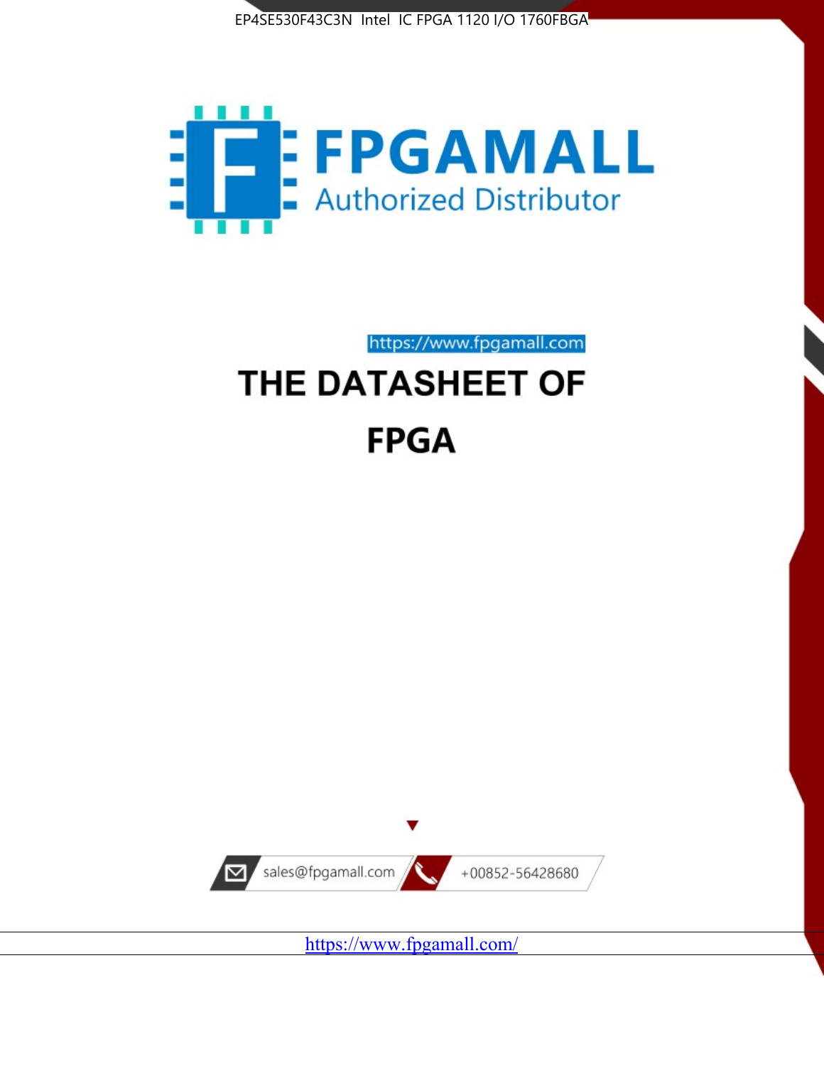EP4SE530F43C3N Intel IC FPGA 1120 I/O 1760FBGA

FPGAMALL

Authorized Distributor

https://www.fpgamall.com

# THE DATASHEET OF

# FPGA

sales@fpgamall.com

+00852-56428680

https://www.fpgamall.com/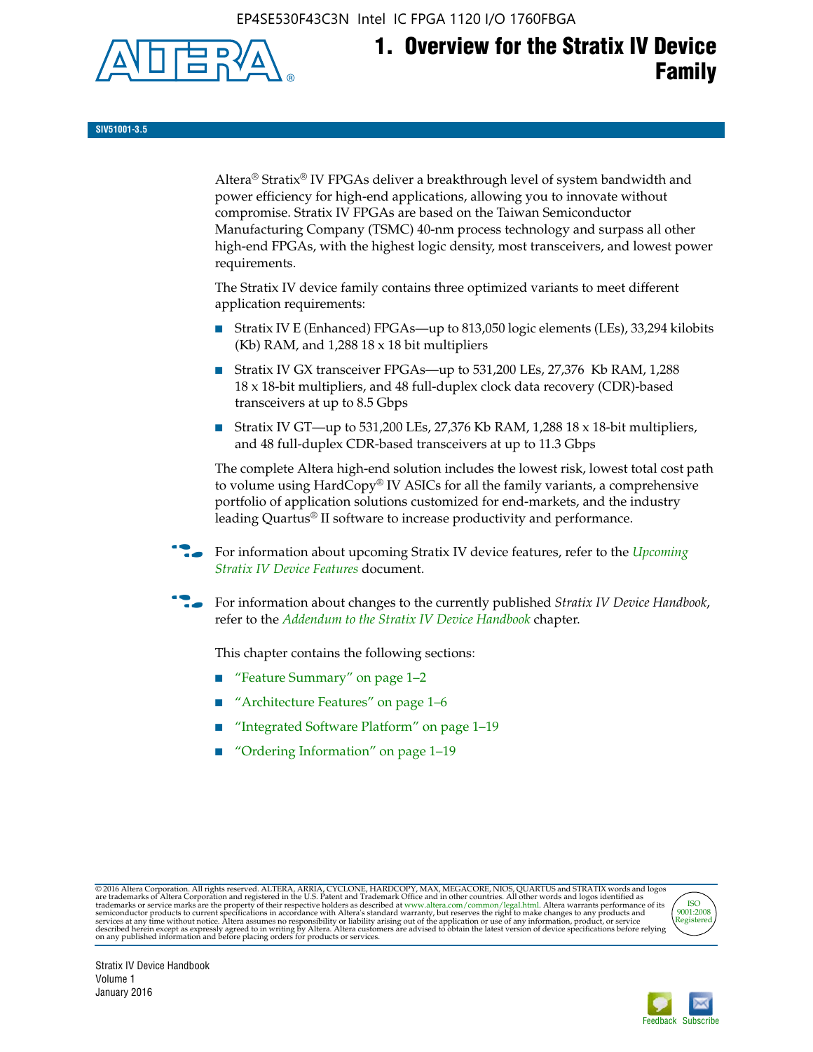# 1. Overview for the Stratix IV Device Family

**SIV51001-3.5**

Altera® Stratix® IV FPGAs deliver a breakthrough level of system bandwidth and power efficiency for high-end applications, allowing you to innovate without compromise. Stratix IV FPGAs are based on the Taiwan Semiconductor Manufacturing Company (TSMC) 40-nm process technology and surpass all other high-end FPGAs, with the highest logic density, most transceivers, and lowest power requirements.

The Stratix IV device family contains three optimized variants to meet different application requirements:

- Stratix IV E (Enhanced) FPGAs—up to 813,050 logic elements (LEs), 33,294 kilobits (Kb) RAM, and 1,288 18 x 18 bit multipliers
- Stratix IV GX transceiver FPGAs—up to 531,200 LEs, 27,376 Kb RAM, 1,288 18 x 18-bit multipliers, and 48 full-duplex clock data recovery (CDR)-based transceivers at up to 8.5 Gbps
- Stratix IV GT—up to 531,200 LEs, 27,376 Kb RAM, 1,288 18 x 18-bit multipliers, and 48 full-duplex CDR-based transceivers at up to 11.3 Gbps

The complete Altera high-end solution includes the lowest risk, lowest total cost path to volume using HardCopy® IV ASICs for all the family variants, a comprehensive portfolio of application solutions customized for end-markets, and the industry leading Quartus® II software to increase productivity and performance.

For information about upcoming Stratix IV device features, refer to the *Upcoming Stratix IV Device Features* document.

For information about changes to the currently published *Stratix IV Device Handbook*, refer to the *Addendum to the Stratix IV Device Handbook* chapter.

This chapter contains the following sections:

- "Feature Summary" on page 1–2
- "Architecture Features" on page 1–6
- "Integrated Software Platform" on page 1–19
- "Ordering Information" on page 1–19

© 2016 Altera Corporation. All rights reserved. ALTERA, ARRIA, CYCLONE, HARDCOPY, MAX, MEGACORE, NIOS, QUARTUS and STRATIX words and logos are trademarks of Altera Corporation and registered in the U.S. Patent and Trademark Office and in other countries. All other words and logos identified as trademarks or service marks are the property of their respective holders as described at www.altera.com/common/legal.html. Altera warrants performance of its semiconductor products to current specifications in accordance with Altera's standard warranty, but reserves the right to make changes to any products and services at any time without notice. Altera assumes no responsibility or liability arising out of the application or use of any information, product, or service described herein except as expressly agreed to in writing by Altera. Altera customers are advised to obtain the latest version of device specifications before relying on any published information and before placing orders for products or services.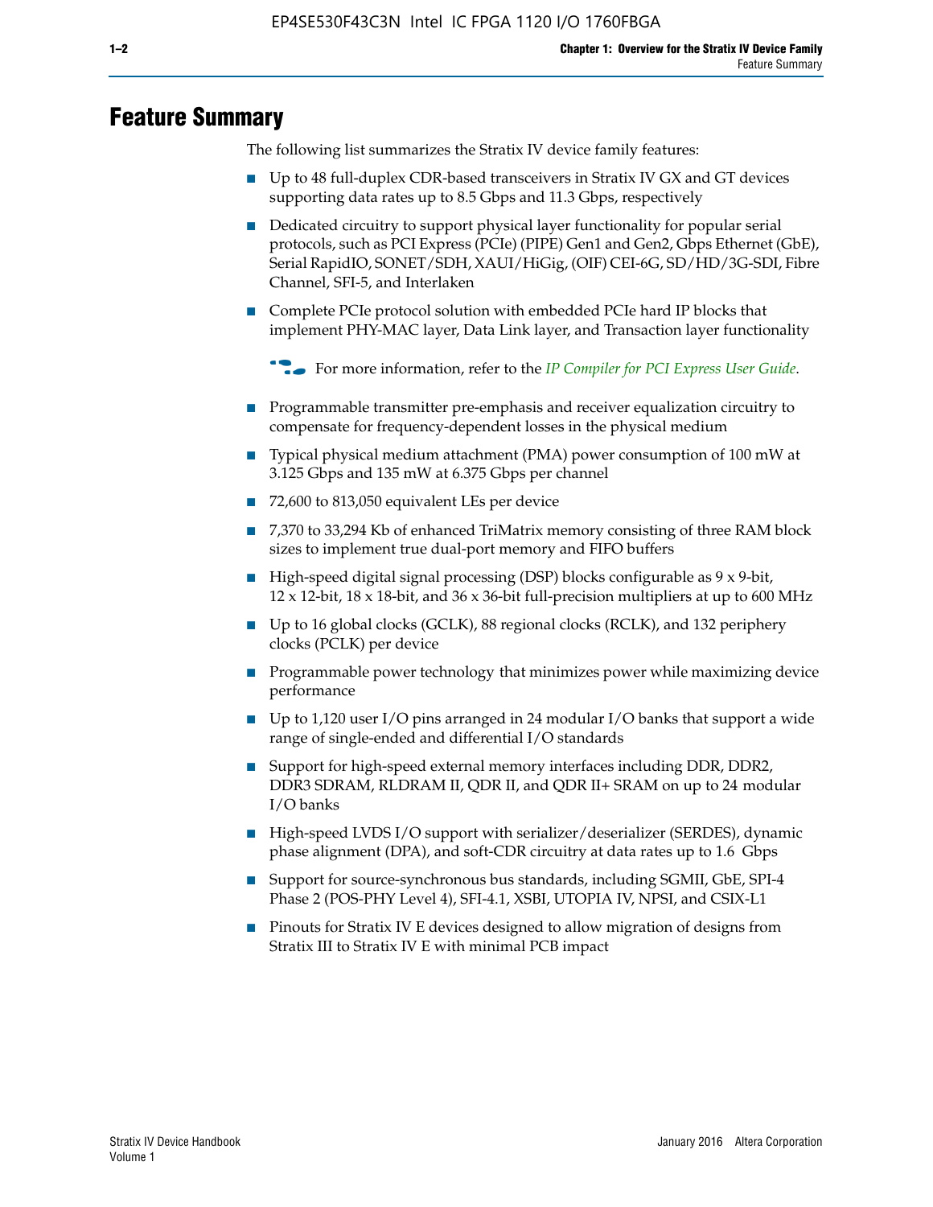# Feature Summary

The following list summarizes the Stratix IV device family features:

- Up to 48 full-duplex CDR-based transceivers in Stratix IV GX and GT devices supporting data rates up to 8.5 Gbps and 11.3 Gbps, respectively
- Dedicated circuitry to support physical layer functionality for popular serial protocols, such as PCI Express (PCIe) (PIPE) Gen1 and Gen2, Gbps Ethernet (GbE), Serial RapidIO, SONET/SDH, XAUI/HiGig, (OIF) CEI-6G, SD/HD/3G-SDI, Fibre Channel, SFI-5, and Interlaken
- Complete PCIe protocol solution with embedded PCIe hard IP blocks that implement PHY-MAC layer, Data Link layer, and Transaction layer functionality

  For more information, refer to the *IP Compiler for PCI Express User Guide*.

- Programmable transmitter pre-emphasis and receiver equalization circuitry to compensate for frequency-dependent losses in the physical medium
- Typical physical medium attachment (PMA) power consumption of 100 mW at 3.125 Gbps and 135 mW at 6.375 Gbps per channel
- 72,600 to 813,050 equivalent LEs per device
- 7,370 to 33,294 Kb of enhanced TriMatrix memory consisting of three RAM block sizes to implement true dual-port memory and FIFO buffers
- High-speed digital signal processing (DSP) blocks configurable as 9 x 9-bit, 12 x 12-bit, 18 x 18-bit, and 36 x 36-bit full-precision multipliers at up to 600 MHz
- Up to 16 global clocks (GCLK), 88 regional clocks (RCLK), and 132 periphery clocks (PCLK) per device
- Programmable power technology that minimizes power while maximizing device performance
- Up to 1,120 user I/O pins arranged in 24 modular I/O banks that support a wide range of single-ended and differential I/O standards
- Support for high-speed external memory interfaces including DDR, DDR2, DDR3 SDRAM, RLDRAM II, QDR II, and QDR II+ SRAM on up to 24 modular I/O banks
- High-speed LVDS I/O support with serializer/deserializer (SERDES), dynamic phase alignment (DPA), and soft-CDR circuitry at data rates up to 1.6 Gbps
- Support for source-synchronous bus standards, including SGMII, GbE, SPI-4 Phase 2 (POS-PHY Level 4), SFI-4.1, XSBI, UTOPIA IV, NPSI, and CSIX-L1
- Pinouts for Stratix IV E devices designed to allow migration of designs from Stratix III to Stratix IV E with minimal PCB impact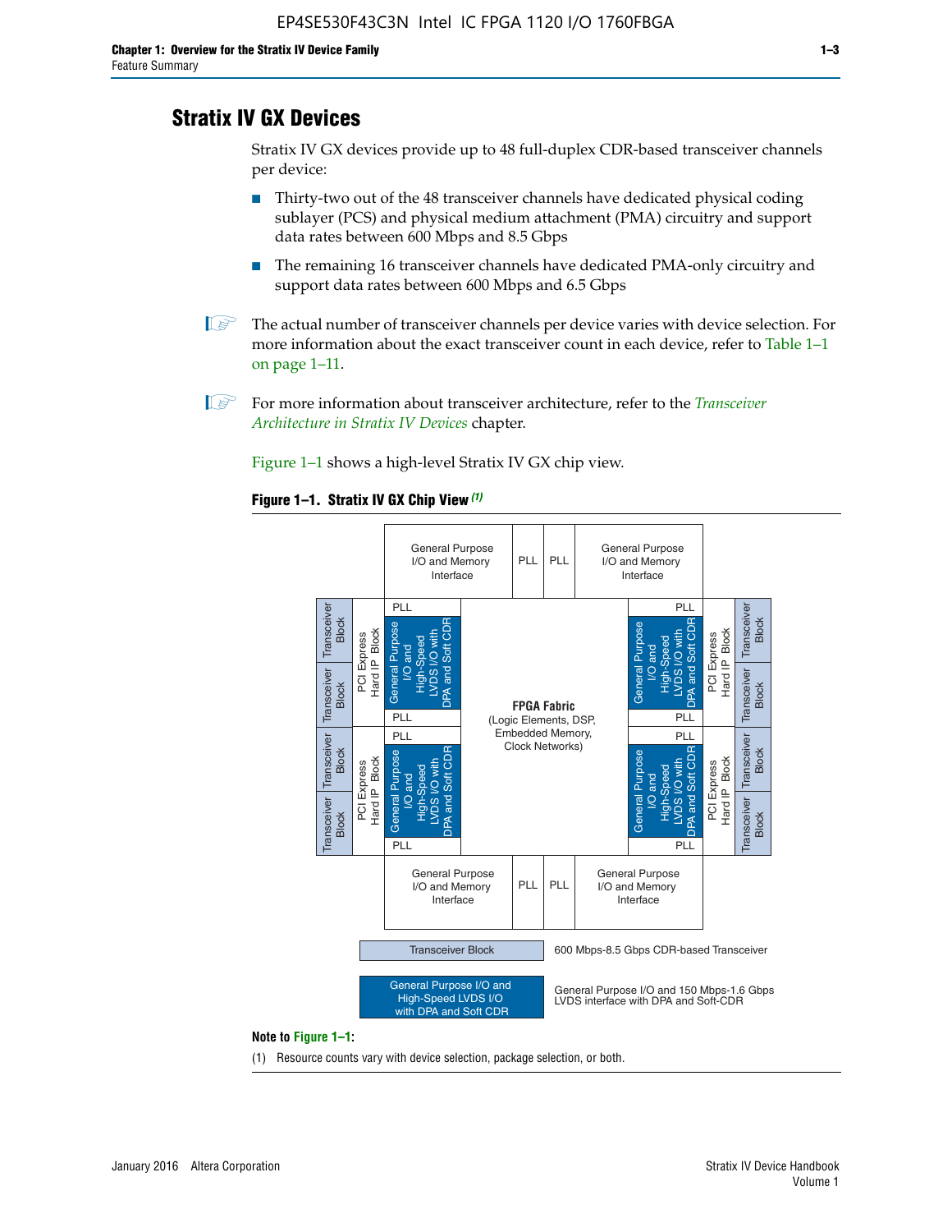## Stratix IV GX Devices

Stratix IV GX devices provide up to 48 full-duplex CDR-based transceiver channels per device:

- Thirty-two out of the 48 transceiver channels have dedicated physical coding sublayer (PCS) and physical medium attachment (PMA) circuitry and support data rates between 600 Mbps and 8.5 Gbps
- The remaining 16 transceiver channels have dedicated PMA-only circuitry and support data rates between 600 Mbps and 6.5 Gbps

The actual number of transceiver channels per device varies with device selection. For more information about the exact transceiver count in each device, refer to Table 1–1 on page 1–11.

For more information about transceiver architecture, refer to the *Transceiver Architecture in Stratix IV Devices* chapter.

Figure 1–1 shows a high-level Stratix IV GX chip view.

**Figure 1–1. Stratix IV GX Chip View (1)**

Note to Figure 1–1:

(1) Resource counts vary with device selection, package selection, or both.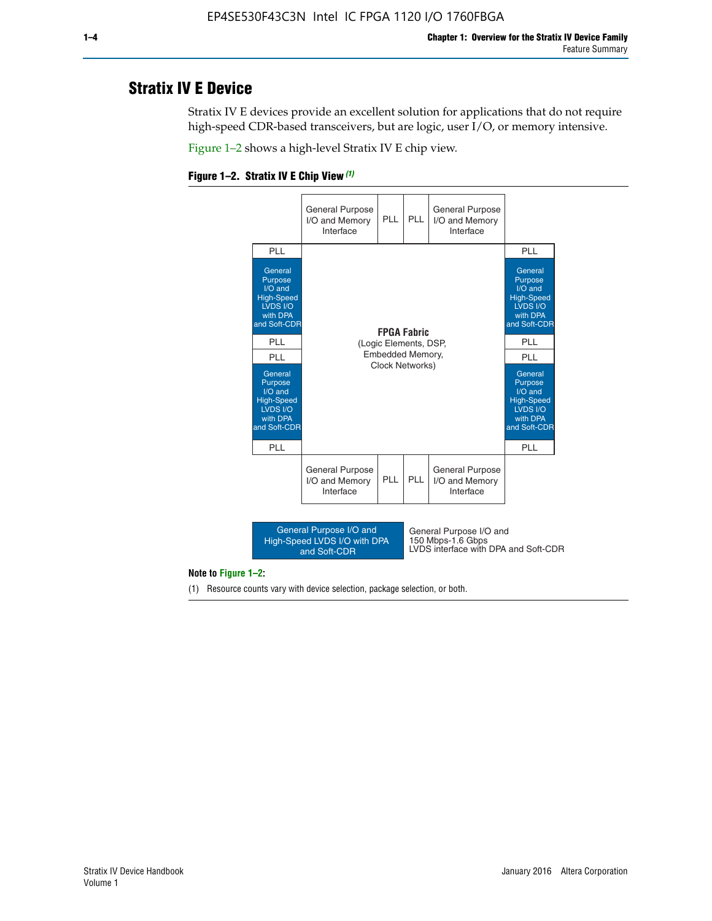## Stratix IV E Device

Stratix IV E devices provide an excellent solution for applications that do not require high-speed CDR-based transceivers, but are logic, user I/O, or memory intensive.

Figure 1–2 shows a high-level Stratix IV E chip view.

**Figure 1–2. Stratix IV E Chip View (1)**

General Purpose I/O and Memory Interface | PLL | PLL | General Purpose I/O and Memory Interface

PLL | General Purpose I/O and High-Speed LVDS I/O with DPA and Soft-CDR | PLL | PLL | General Purpose I/O and High-Speed LVDS I/O with DPA and Soft-CDR | PLL

**FPGA Fabric**
(Logic Elements, DSP, Embedded Memory, Clock Networks)

PLL | General Purpose I/O and High-Speed LVDS I/O with DPA and Soft-CDR | PLL | PLL | General Purpose I/O and High-Speed LVDS I/O with DPA and Soft-CDR | PLL

General Purpose I/O and Memory Interface | PLL | PLL | General Purpose I/O and Memory Interface

General Purpose I/O and High-Speed LVDS I/O with DPA and Soft-CDR — General Purpose I/O and 150 Mbps-1.6 Gbps LVDS interface with DPA and Soft-CDR

**Note to Figure 1–2:**

(1) Resource counts vary with device selection, package selection, or both.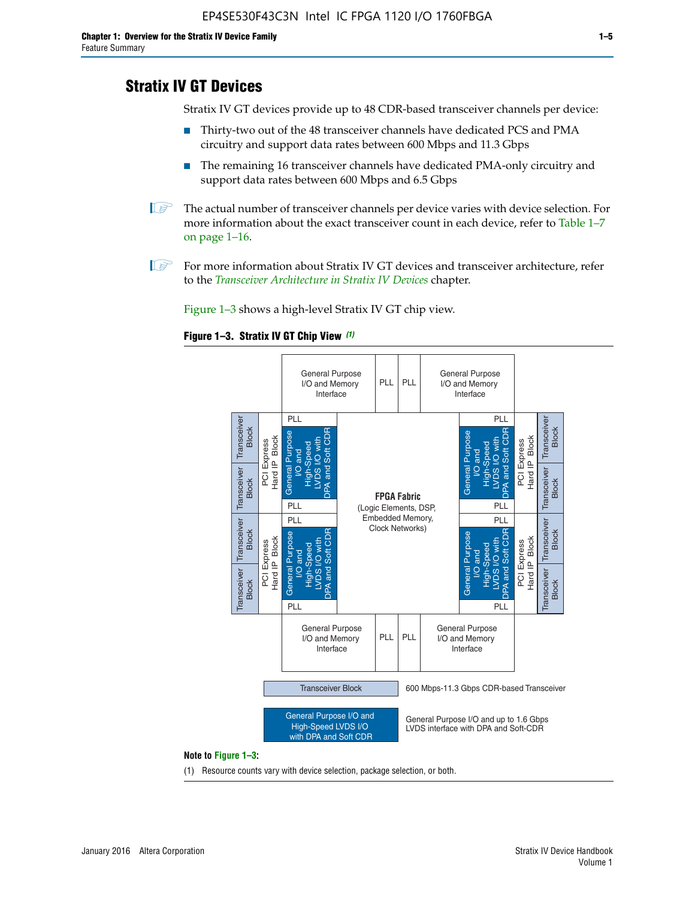## Stratix IV GT Devices

Stratix IV GT devices provide up to 48 CDR-based transceiver channels per device:

- Thirty-two out of the 48 transceiver channels have dedicated PCS and PMA circuitry and support data rates between 600 Mbps and 11.3 Gbps
- The remaining 16 transceiver channels have dedicated PMA-only circuitry and support data rates between 600 Mbps and 6.5 Gbps

The actual number of transceiver channels per device varies with device selection. For more information about the exact transceiver count in each device, refer to Table 1–7 on page 1–16.

For more information about Stratix IV GT devices and transceiver architecture, refer to the *Transceiver Architecture in Stratix IV Devices* chapter.

Figure 1–3 shows a high-level Stratix IV GT chip view.

**Figure 1–3. Stratix IV GT Chip View** *(1)*

Transceiver Block — 600 Mbps-11.3 Gbps CDR-based Transceiver

General Purpose I/O and High-Speed LVDS I/O with DPA and Soft CDR — General Purpose I/O and up to 1.6 Gbps LVDS interface with DPA and Soft-CDR

**Note to Figure 1–3:**

(1) Resource counts vary with device selection, package selection, or both.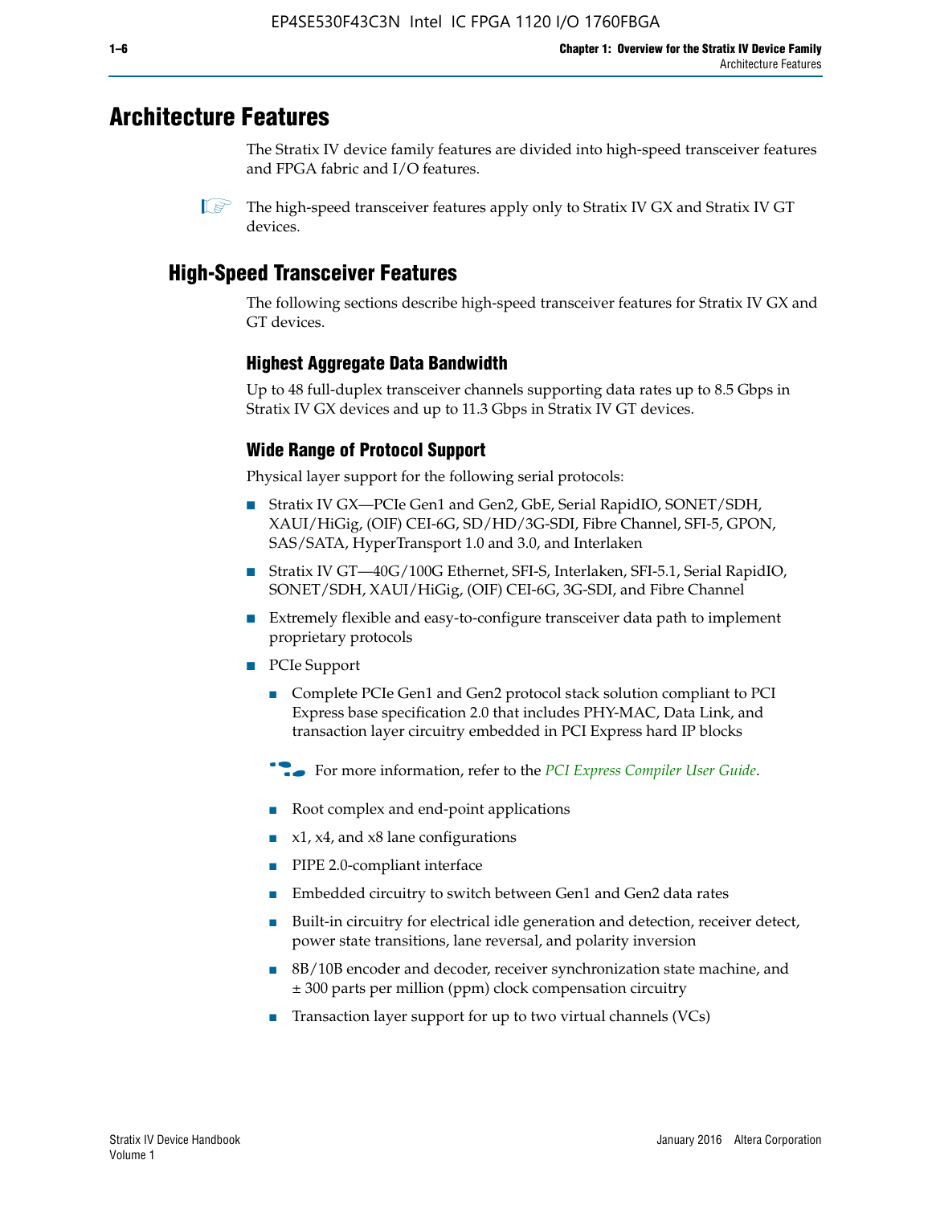# Architecture Features

The Stratix IV device family features are divided into high-speed transceiver features and FPGA fabric and I/O features.

The high-speed transceiver features apply only to Stratix IV GX and Stratix IV GT devices.

## High-Speed Transceiver Features

The following sections describe high-speed transceiver features for Stratix IV GX and GT devices.

### Highest Aggregate Data Bandwidth

Up to 48 full-duplex transceiver channels supporting data rates up to 8.5 Gbps in Stratix IV GX devices and up to 11.3 Gbps in Stratix IV GT devices.

### Wide Range of Protocol Support

Physical layer support for the following serial protocols:

- Stratix IV GX—PCIe Gen1 and Gen2, GbE, Serial RapidIO, SONET/SDH, XAUI/HiGig, (OIF) CEI-6G, SD/HD/3G-SDI, Fibre Channel, SFI-5, GPON, SAS/SATA, HyperTransport 1.0 and 3.0, and Interlaken
- Stratix IV GT—40G/100G Ethernet, SFI-S, Interlaken, SFI-5.1, Serial RapidIO, SONET/SDH, XAUI/HiGig, (OIF) CEI-6G, 3G-SDI, and Fibre Channel
- Extremely flexible and easy-to-configure transceiver data path to implement proprietary protocols
- PCIe Support
  - Complete PCIe Gen1 and Gen2 protocol stack solution compliant to PCI Express base specification 2.0 that includes PHY-MAC, Data Link, and transaction layer circuitry embedded in PCI Express hard IP blocks

  For more information, refer to the *PCI Express Compiler User Guide*.

  - Root complex and end-point applications
  - x1, x4, and x8 lane configurations
  - PIPE 2.0-compliant interface
  - Embedded circuitry to switch between Gen1 and Gen2 data rates
  - Built-in circuitry for electrical idle generation and detection, receiver detect, power state transitions, lane reversal, and polarity inversion
  - 8B/10B encoder and decoder, receiver synchronization state machine, and ± 300 parts per million (ppm) clock compensation circuitry
  - Transaction layer support for up to two virtual channels (VCs)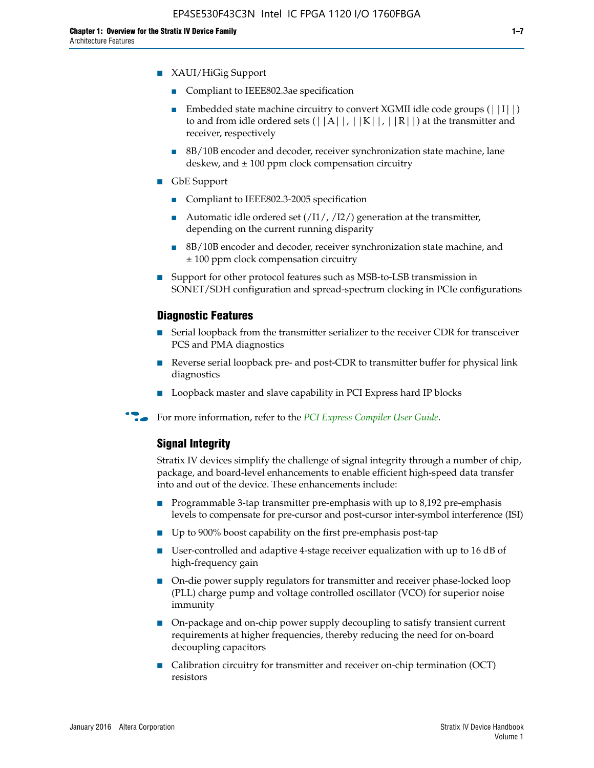- XAUI/HiGig Support
  - Compliant to IEEE802.3ae specification
  - Embedded state machine circuitry to convert XGMII idle code groups (||I||) to and from idle ordered sets (||A||, ||K||, ||R||) at the transmitter and receiver, respectively
  - 8B/10B encoder and decoder, receiver synchronization state machine, lane deskew, and ± 100 ppm clock compensation circuitry
- GbE Support
  - Compliant to IEEE802.3-2005 specification
  - Automatic idle ordered set (/I1/, /I2/) generation at the transmitter, depending on the current running disparity
  - 8B/10B encoder and decoder, receiver synchronization state machine, and ± 100 ppm clock compensation circuitry
- Support for other protocol features such as MSB-to-LSB transmission in SONET/SDH configuration and spread-spectrum clocking in PCIe configurations

### Diagnostic Features

- Serial loopback from the transmitter serializer to the receiver CDR for transceiver PCS and PMA diagnostics
- Reverse serial loopback pre- and post-CDR to transmitter buffer for physical link diagnostics
- Loopback master and slave capability in PCI Express hard IP blocks

For more information, refer to the *PCI Express Compiler User Guide*.

### Signal Integrity

Stratix IV devices simplify the challenge of signal integrity through a number of chip, package, and board-level enhancements to enable efficient high-speed data transfer into and out of the device. These enhancements include:

- Programmable 3-tap transmitter pre-emphasis with up to 8,192 pre-emphasis levels to compensate for pre-cursor and post-cursor inter-symbol interference (ISI)
- Up to 900% boost capability on the first pre-emphasis post-tap
- User-controlled and adaptive 4-stage receiver equalization with up to 16 dB of high-frequency gain
- On-die power supply regulators for transmitter and receiver phase-locked loop (PLL) charge pump and voltage controlled oscillator (VCO) for superior noise immunity
- On-package and on-chip power supply decoupling to satisfy transient current requirements at higher frequencies, thereby reducing the need for on-board decoupling capacitors
- Calibration circuitry for transmitter and receiver on-chip termination (OCT) resistors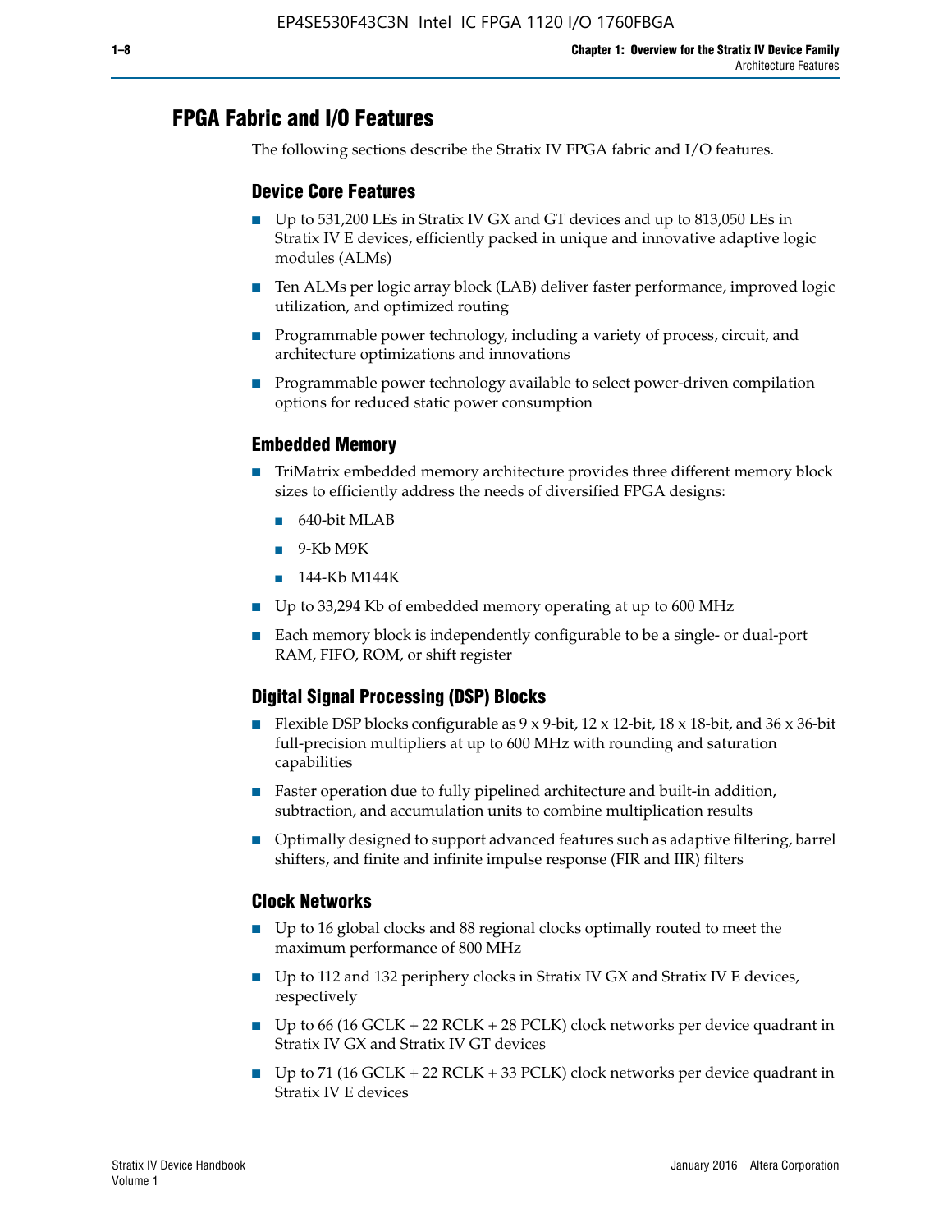## FPGA Fabric and I/O Features

The following sections describe the Stratix IV FPGA fabric and I/O features.

### Device Core Features

- Up to 531,200 LEs in Stratix IV GX and GT devices and up to 813,050 LEs in Stratix IV E devices, efficiently packed in unique and innovative adaptive logic modules (ALMs)
- Ten ALMs per logic array block (LAB) deliver faster performance, improved logic utilization, and optimized routing
- Programmable power technology, including a variety of process, circuit, and architecture optimizations and innovations
- Programmable power technology available to select power-driven compilation options for reduced static power consumption

### Embedded Memory

- TriMatrix embedded memory architecture provides three different memory block sizes to efficiently address the needs of diversified FPGA designs:
  - 640-bit MLAB
  - 9-Kb M9K
  - 144-Kb M144K
- Up to 33,294 Kb of embedded memory operating at up to 600 MHz
- Each memory block is independently configurable to be a single- or dual-port RAM, FIFO, ROM, or shift register

### Digital Signal Processing (DSP) Blocks

- Flexible DSP blocks configurable as 9 x 9-bit, 12 x 12-bit, 18 x 18-bit, and 36 x 36-bit full-precision multipliers at up to 600 MHz with rounding and saturation capabilities
- Faster operation due to fully pipelined architecture and built-in addition, subtraction, and accumulation units to combine multiplication results
- Optimally designed to support advanced features such as adaptive filtering, barrel shifters, and finite and infinite impulse response (FIR and IIR) filters

### Clock Networks

- Up to 16 global clocks and 88 regional clocks optimally routed to meet the maximum performance of 800 MHz
- Up to 112 and 132 periphery clocks in Stratix IV GX and Stratix IV E devices, respectively
- Up to 66 (16 GCLK + 22 RCLK + 28 PCLK) clock networks per device quadrant in Stratix IV GX and Stratix IV GT devices
- Up to 71 (16 GCLK + 22 RCLK + 33 PCLK) clock networks per device quadrant in Stratix IV E devices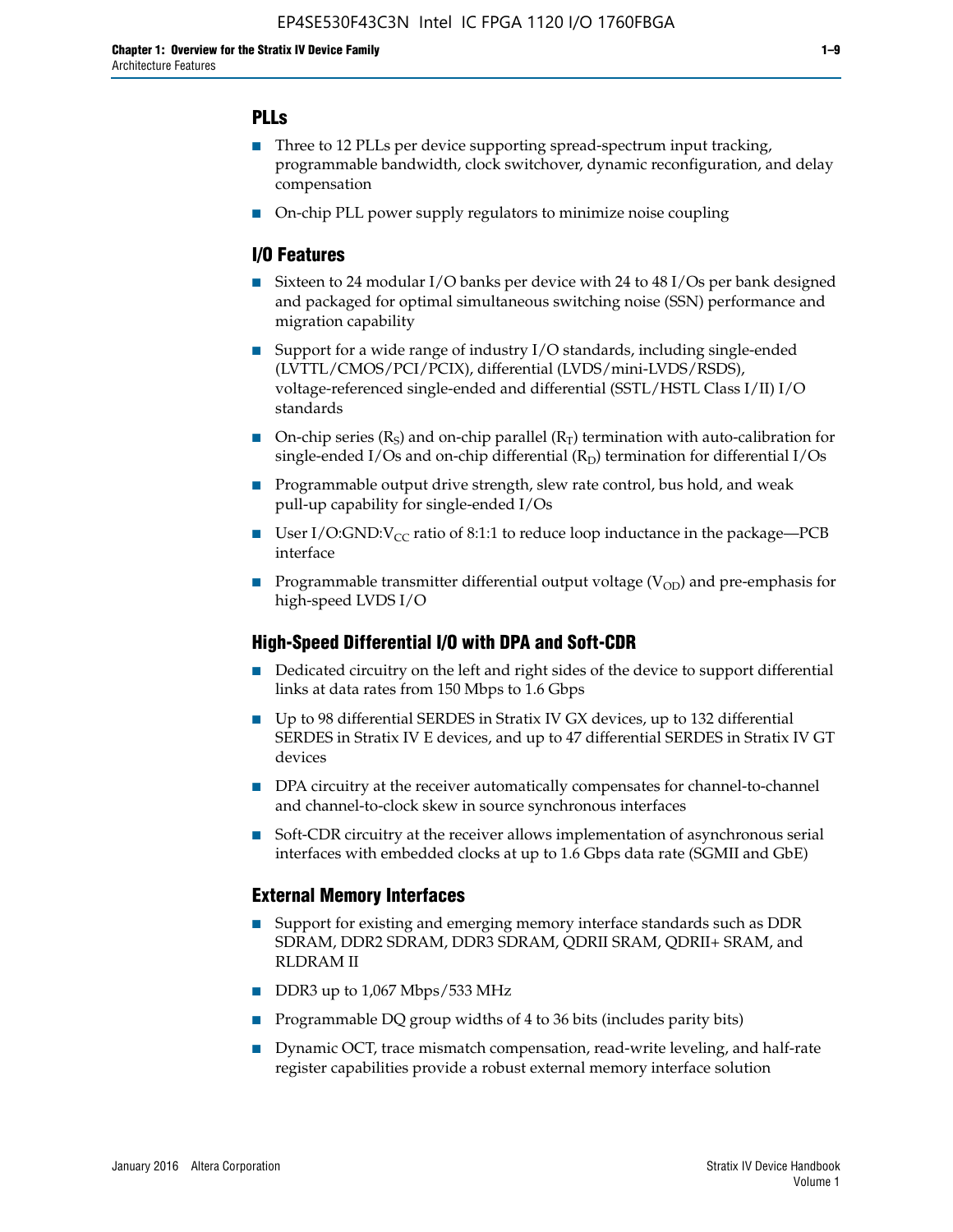### PLLs

- Three to 12 PLLs per device supporting spread-spectrum input tracking, programmable bandwidth, clock switchover, dynamic reconfiguration, and delay compensation
- On-chip PLL power supply regulators to minimize noise coupling

### I/O Features

- Sixteen to 24 modular I/O banks per device with 24 to 48 I/Os per bank designed and packaged for optimal simultaneous switching noise (SSN) performance and migration capability
- Support for a wide range of industry I/O standards, including single-ended (LVTTL/CMOS/PCI/PCIX), differential (LVDS/mini-LVDS/RSDS), voltage-referenced single-ended and differential (SSTL/HSTL Class I/II) I/O standards
- On-chip series ($R_S$) and on-chip parallel ($R_T$) termination with auto-calibration for single-ended I/Os and on-chip differential ($R_D$) termination for differential I/Os
- Programmable output drive strength, slew rate control, bus hold, and weak pull-up capability for single-ended I/Os
- User I/O:GND:$V_{CC}$ ratio of 8:1:1 to reduce loop inductance in the package—PCB interface
- Programmable transmitter differential output voltage ($V_{OD}$) and pre-emphasis for high-speed LVDS I/O

### High-Speed Differential I/O with DPA and Soft-CDR

- Dedicated circuitry on the left and right sides of the device to support differential links at data rates from 150 Mbps to 1.6 Gbps
- Up to 98 differential SERDES in Stratix IV GX devices, up to 132 differential SERDES in Stratix IV E devices, and up to 47 differential SERDES in Stratix IV GT devices
- DPA circuitry at the receiver automatically compensates for channel-to-channel and channel-to-clock skew in source synchronous interfaces
- Soft-CDR circuitry at the receiver allows implementation of asynchronous serial interfaces with embedded clocks at up to 1.6 Gbps data rate (SGMII and GbE)

### External Memory Interfaces

- Support for existing and emerging memory interface standards such as DDR SDRAM, DDR2 SDRAM, DDR3 SDRAM, QDRII SRAM, QDRII+ SRAM, and RLDRAM II
- DDR3 up to 1,067 Mbps/533 MHz
- Programmable DQ group widths of 4 to 36 bits (includes parity bits)
- Dynamic OCT, trace mismatch compensation, read-write leveling, and half-rate register capabilities provide a robust external memory interface solution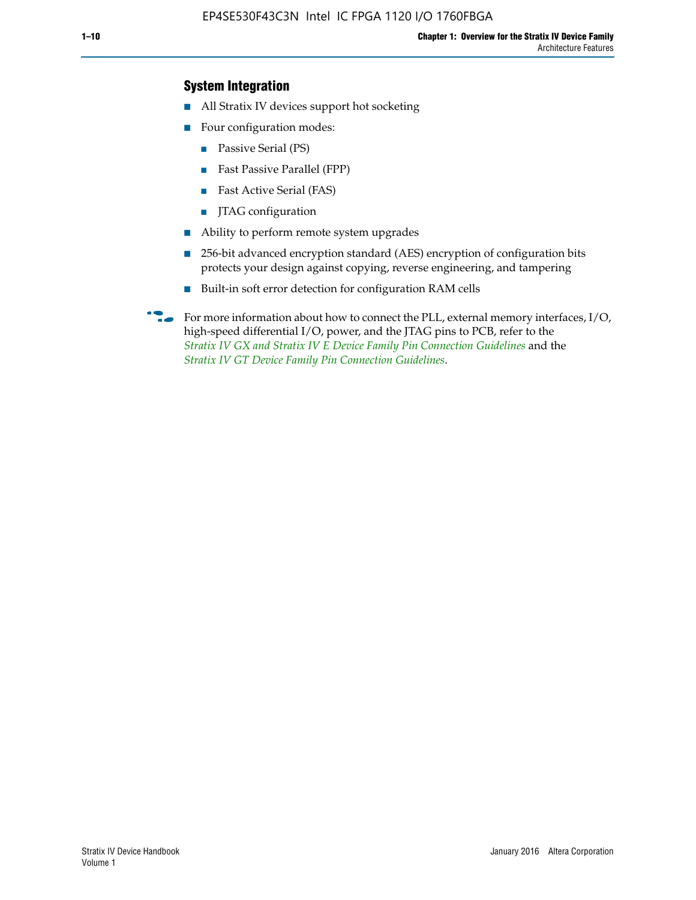## System Integration

- All Stratix IV devices support hot socketing
- Four configuration modes:
  - Passive Serial (PS)
  - Fast Passive Parallel (FPP)
  - Fast Active Serial (FAS)
  - JTAG configuration
- Ability to perform remote system upgrades
- 256-bit advanced encryption standard (AES) encryption of configuration bits protects your design against copying, reverse engineering, and tampering
- Built-in soft error detection for configuration RAM cells

For more information about how to connect the PLL, external memory interfaces, I/O, high-speed differential I/O, power, and the JTAG pins to PCB, refer to the *Stratix IV GX and Stratix IV E Device Family Pin Connection Guidelines* and the *Stratix IV GT Device Family Pin Connection Guidelines*.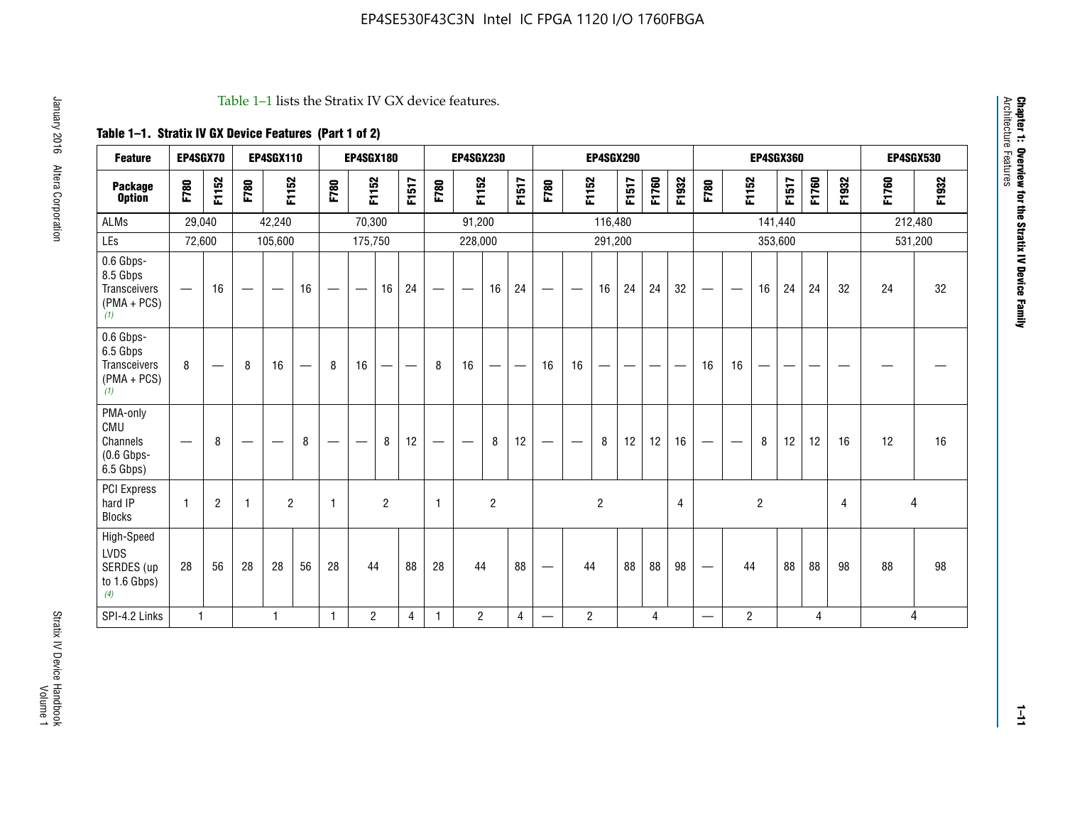Table 1–1 lists the Stratix IV GX device features.

**Table 1–1. Stratix IV GX Device Features (Part 1 of 2)**

| Feature | EP4SGX70 | | EP4SGX110 | | | EP4SGX180 | | | | EP4SGX230 | | | | EP4SGX290 | | | | | | EP4SGX360 | | | | | | EP4SGX530 | |
|---|---|---|---|---|---|---|---|---|---|---|---|---|---|---|---|---|---|---|---|---|---|---|---|---|---|---|---|
| **Package Option** | F780 | F1152 | F780 | F1152 | | F780 | F1152 | | F1517 | F780 | F1152 | | F1517 | F780 | F1152 | | F1517 | F1760 | F1932 | F780 | F1152 | | F1517 | F1760 | F1932 | F1760 | F1932 |
| ALMs | 29,040 | | 42,240 | | | 70,300 | | | | 91,200 | | | | 116,480 | | | | | | 141,440 | | | | | | 212,480 | |
| LEs | 72,600 | | 105,600 | | | 175,750 | | | | 228,000 | | | | 291,200 | | | | | | 353,600 | | | | | | 531,200 | |
| 0.6 Gbps-8.5 Gbps Transceivers (PMA + PCS) (1) | — | 16 | — | — | 16 | — | — | 16 | 24 | — | — | 16 | 24 | — | — | 16 | 24 | 24 | 32 | — | — | 16 | 24 | 24 | 32 | 24 | 32 |
| 0.6 Gbps-6.5 Gbps Transceivers (PMA + PCS) (1) | 8 | — | 8 | 16 | — | 8 | 16 | — | — | 8 | 16 | — | — | 16 | 16 | — | — | — | — | 16 | 16 | — | — | — | — | — | — |
| PMA-only CMU Channels (0.6 Gbps-6.5 Gbps) | — | 8 | — | — | 8 | — | — | 8 | 12 | — | — | 8 | 12 | — | — | 8 | 12 | 12 | 16 | — | — | 8 | 12 | 12 | 16 | 12 | 16 |
| PCI Express hard IP Blocks | 1 | 2 | 1 | 2 | | 1 | 2 | | | 1 | 2 | | | 2 | | | | | 4 | 2 | | | | | 4 | 4 | |
| High-Speed LVDS SERDES (up to 1.6 Gbps) (4) | 28 | 56 | 28 | 28 | 56 | 28 | 44 | | 88 | 28 | 44 | | 88 | — | 44 | | 88 | 88 | 98 | — | 44 | | 88 | 88 | 98 | 88 | 98 |
| SPI-4.2 Links | 1 | | 1 | | | 1 | 2 | | 4 | 1 | 2 | | 4 | — | 2 | | 4 | | | — | 2 | | 4 | | | 4 | |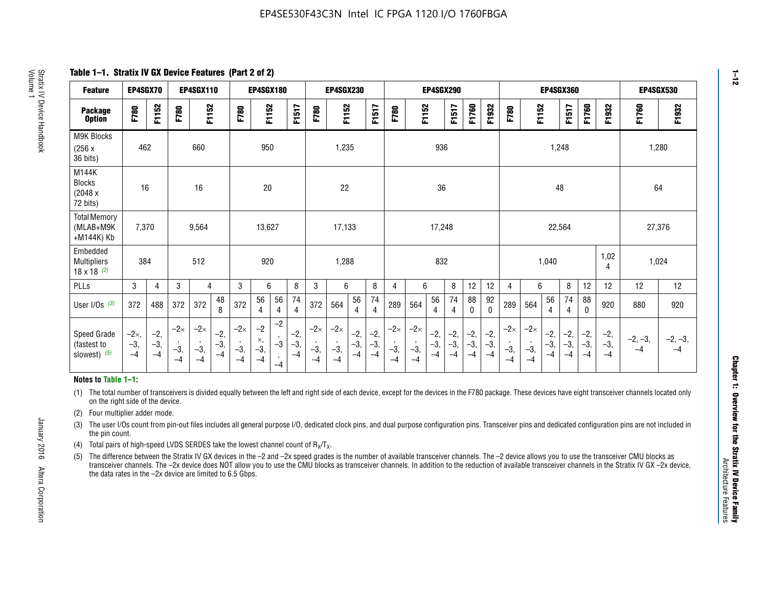## Table 1–1. Stratix IV GX Device Features (Part 2 of 2)

| Feature | EP4SGX70 | | EP4SGX110 | | | EP4SGX180 | | | | EP4SGX230 | | | | EP4SGX290 | | | | | | EP4SGX360 | | | | | | EP4SGX530 | |
|---|---|---|---|---|---|---|---|---|---|---|---|---|---|---|---|---|---|---|---|---|---|---|---|---|---|---|---|
| Package Option | F780 | F1152 | F780 | F1152 | | F780 | F1152 | | F1517 | F780 | F1152 | | F1517 | F780 | F1152 | | F1517 | F1760 | F1932 | F780 | F1152 | | F1517 | F1760 | F1932 | F1760 | F1932 |
| M9K Blocks (256 x 36 bits) | 462 | | 660 | | | 950 | | | | 1,235 | | | | 936 | | | | | | 1,248 | | | | | | 1,280 | |
| M144K Blocks (2048 x 72 bits) | 16 | | 16 | | | 20 | | | | 22 | | | | 36 | | | | | | 48 | | | | | | 64 | |
| Total Memory (MLAB+M9K +M144K) Kb | 7,370 | | 9,564 | | | 13,627 | | | | 17,133 | | | | 17,248 | | | | | | 22,564 | | | | | | 27,376 | |
| Embedded Multipliers 18 x 18 (2) | 384 | | 512 | | | 920 | | | | 1,288 | | | | 832 | | | | | | 1,040 | | | | | 1,024 | 1,024 | |
| PLLs | 3 | 4 | 3 | 4 | | 3 | 6 | | 8 | 3 | 6 | | 8 | 4 | 6 | | 8 | 12 | 12 | 4 | 6 | | 8 | 12 | 12 | 12 | 12 |
| User I/Os (3) | 372 | 488 | 372 | 372 | 488 | 372 | 564 | 564 | 744 | 372 | 564 | 564 | 744 | 289 | 564 | 564 | 744 | 880 | 920 | 289 | 564 | 564 | 744 | 880 | 920 | 880 | 920 |
| Speed Grade (fastest to slowest) (5) | −2×, −3, −4 | −2, −3, −4 | −2×, −3, −4 | −2×, −3, −4 | −2, −3, −4 | −2×, −3, −4 | −2×, −3, −4 | −2, −3, −4 | −2, −3, −4 | −2×, −3, −4 | −2×, −3, −4 | −2, −3, −4 | −2, −3, −4 | −2×, −3, −4 | −2×, −3, −4 | −2, −3, −4 | −2, −3, −4 | −2, −3, −4 | −2, −3, −4 | −2×, −3, −4 | −2×, −3, −4 | −2, −3, −4 | −2, −3, −4 | −2, −3, −4 | −2, −3, −4 | −2, −3, −4 | −2, −3, −4 |

**Notes to Table 1–1:**

(1) The total number of transceivers is divided equally between the left and right side of each device, except for the devices in the F780 package. These devices have eight transceiver channels located only on the right side of the device.

(2) Four multiplier adder mode.

(3) The user I/Os count from pin-out files includes all general purpose I/O, dedicated clock pins, and dual purpose configuration pins. Transceiver pins and dedicated configuration pins are not included in the pin count.

(4) Total pairs of high-speed LVDS SERDES take the lowest channel count of $R_X/T_X$.

(5) The difference between the Stratix IV GX devices in the –2 and –2x speed grades is the number of available transceiver channels. The –2 device allows you to use the transceiver CMU blocks as transceiver channels. The –2x device does NOT allow you to use the CMU blocks as transceiver channels. In addition to the reduction of available transceiver channels in the Stratix IV GX –2x device, the data rates in the –2x device are limited to 6.5 Gbps.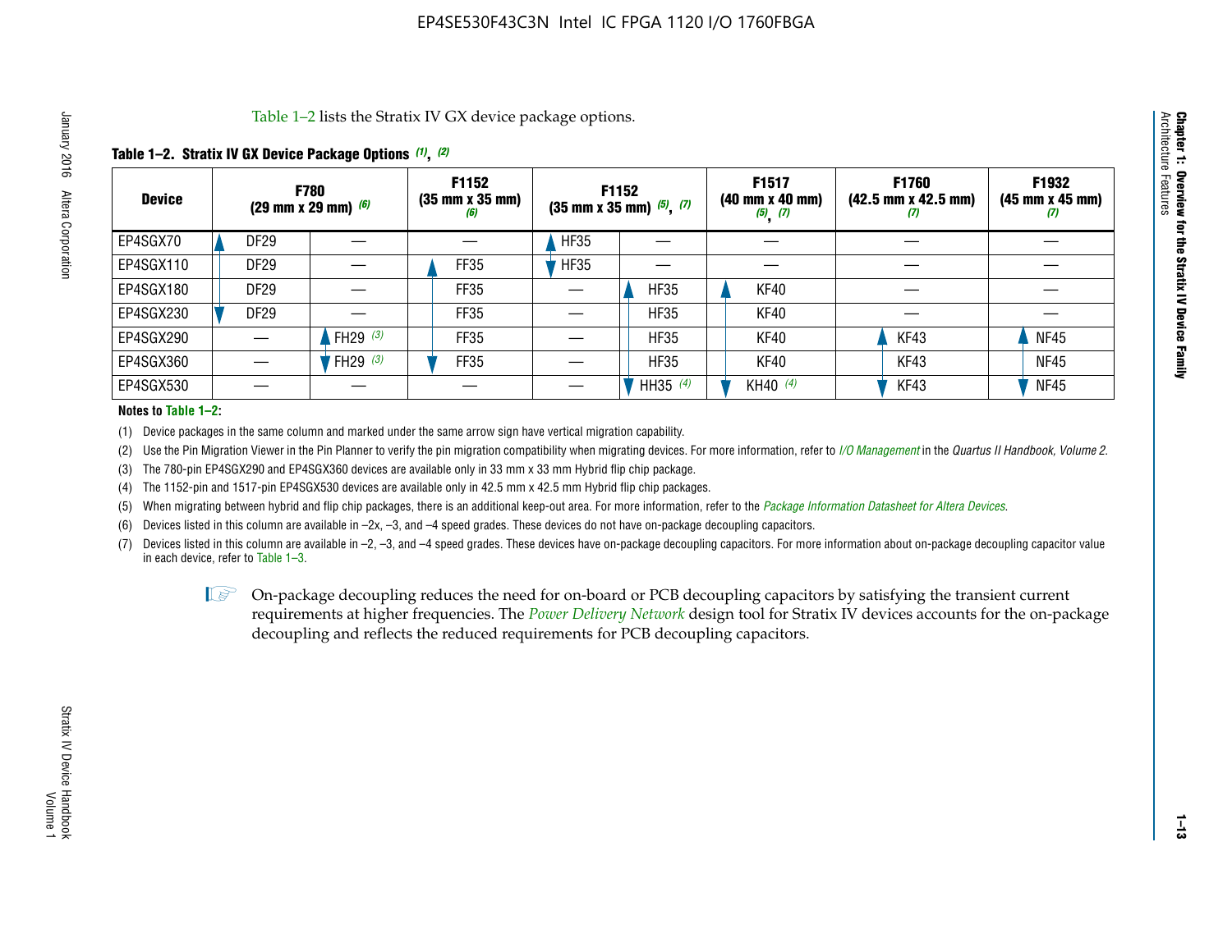Table 1–2 lists the Stratix IV GX device package options.

**Table 1–2. Stratix IV GX Device Package Options (1), (2)**

| Device | F780 (29 mm x 29 mm) (6) | | F1152 (35 mm x 35 mm) (6) | F1152 (35 mm x 35 mm) (5), (7) | | F1517 (40 mm x 40 mm) (5), (7) | F1760 (42.5 mm x 42.5 mm) (7) | F1932 (45 mm x 45 mm) (7) |
|---|---|---|---|---|---|---|---|---|
| EP4SGX70 | DF29 | — | — | HF35 | — | — | — | — |
| EP4SGX110 | DF29 | — | FF35 | HF35 | — | — | — | — |
| EP4SGX180 | DF29 | — | FF35 | — | HF35 | KF40 | — | — |
| EP4SGX230 | DF29 | — | FF35 | — | HF35 | KF40 | — | — |
| EP4SGX290 | — | FH29 (3) | FF35 | — | HF35 | KF40 | KF43 | NF45 |
| EP4SGX360 | — | FH29 (3) | FF35 | — | HF35 | KF40 | KF43 | NF45 |
| EP4SGX530 | — | — | — | — | HH35 (4) | KH40 (4) | KF43 | NF45 |

**Notes to Table 1–2:**

(1) Device packages in the same column and marked under the same arrow sign have vertical migration capability.

(2) Use the Pin Migration Viewer in the Pin Planner to verify the pin migration compatibility when migrating devices. For more information, refer to *I/O Management* in the *Quartus II Handbook, Volume 2*.

(3) The 780-pin EP4SGX290 and EP4SGX360 devices are available only in 33 mm x 33 mm Hybrid flip chip package.

(4) The 1152-pin and 1517-pin EP4SGX530 devices are available only in 42.5 mm x 42.5 mm Hybrid flip chip packages.

(5) When migrating between hybrid and flip chip packages, there is an additional keep-out area. For more information, refer to the *Package Information Datasheet for Altera Devices*.

(6) Devices listed in this column are available in –2x, –3, and –4 speed grades. These devices do not have on-package decoupling capacitors.

(7) Devices listed in this column are available in –2, –3, and –4 speed grades. These devices have on-package decoupling capacitors. For more information about on-package decoupling capacitor value in each device, refer to Table 1–3.

On-package decoupling reduces the need for on-board or PCB decoupling capacitors by satisfying the transient current requirements at higher frequencies. The *Power Delivery Network* design tool for Stratix IV devices accounts for the on-package decoupling and reflects the reduced requirements for PCB decoupling capacitors.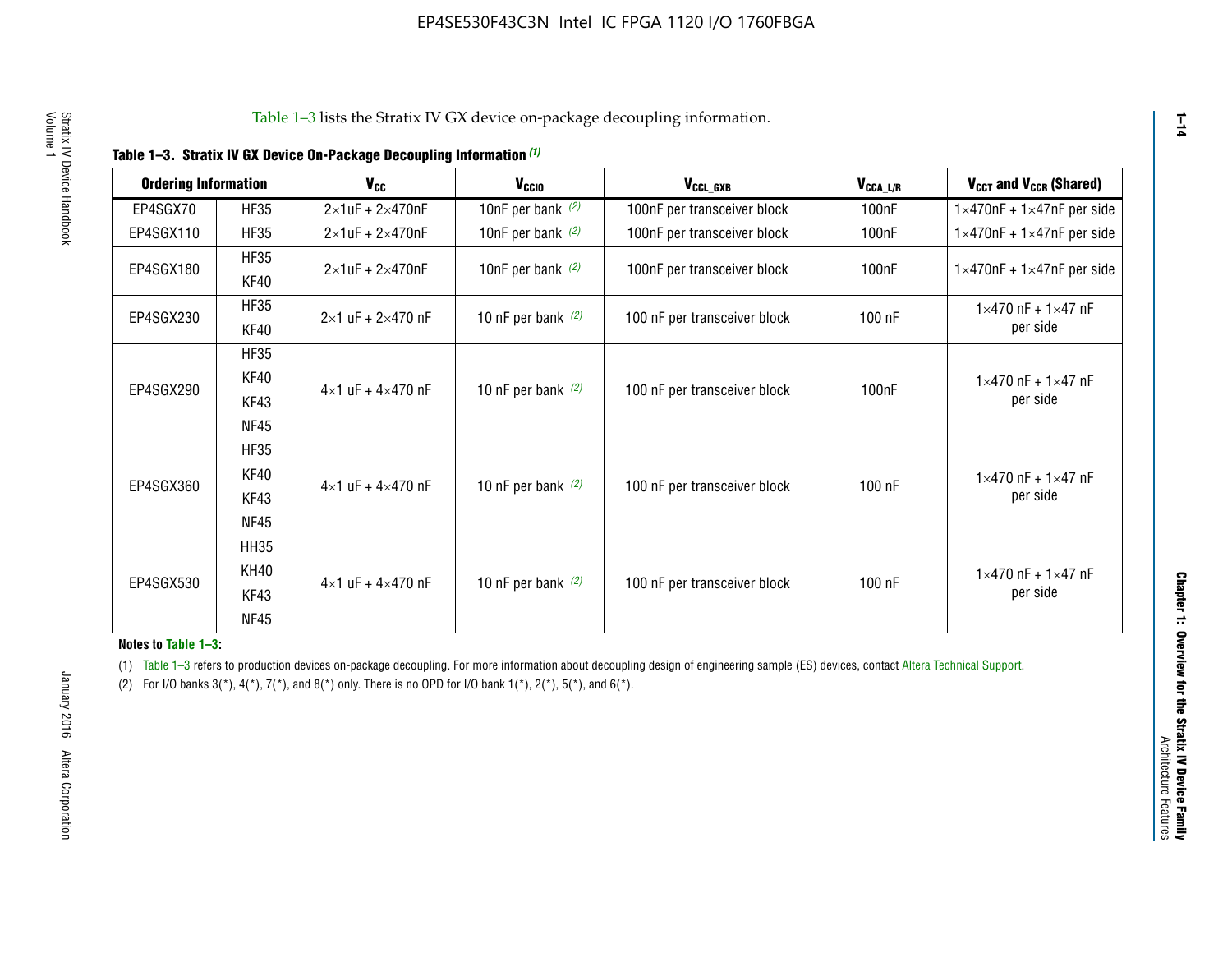Table 1–3 lists the Stratix IV GX device on-package decoupling information.

**Table 1–3. Stratix IV GX Device On-Package Decoupling Information (1)**

| Ordering Information | | $V_{CC}$ | $V_{CCIO}$ | $V_{CCL\_GXB}$ | $V_{CCA\_L/R}$ | $V_{CCT}$ and $V_{CCR}$ (Shared) |
|---|---|---|---|---|---|---|
| EP4SGX70 | HF35 | 2×1uF + 2×470nF | 10nF per bank (2) | 100nF per transceiver block | 100nF | 1×470nF + 1×47nF per side |
| EP4SGX110 | HF35 | 2×1uF + 2×470nF | 10nF per bank (2) | 100nF per transceiver block | 100nF | 1×470nF + 1×47nF per side |
| EP4SGX180 | HF35 KF40 | 2×1uF + 2×470nF | 10nF per bank (2) | 100nF per transceiver block | 100nF | 1×470nF + 1×47nF per side |
| EP4SGX230 | HF35 KF40 | 2×1 uF + 2×470 nF | 10 nF per bank (2) | 100 nF per transceiver block | 100 nF | 1×470 nF + 1×47 nF per side |
| EP4SGX290 | HF35 KF40 KF43 NF45 | 4×1 uF + 4×470 nF | 10 nF per bank (2) | 100 nF per transceiver block | 100nF | 1×470 nF + 1×47 nF per side |
| EP4SGX360 | HF35 KF40 KF43 NF45 | 4×1 uF + 4×470 nF | 10 nF per bank (2) | 100 nF per transceiver block | 100 nF | 1×470 nF + 1×47 nF per side |
| EP4SGX530 | HH35 KH40 KF43 NF45 | 4×1 uF + 4×470 nF | 10 nF per bank (2) | 100 nF per transceiver block | 100 nF | 1×470 nF + 1×47 nF per side |

**Notes to Table 1–3:**

(1) Table 1–3 refers to production devices on-package decoupling. For more information about decoupling design of engineering sample (ES) devices, contact Altera Technical Support.

(2) For I/O banks 3(*), 4(*), 7(*), and 8(*) only. There is no OPD for I/O bank 1(*), 2(*), 5(*), and 6(*).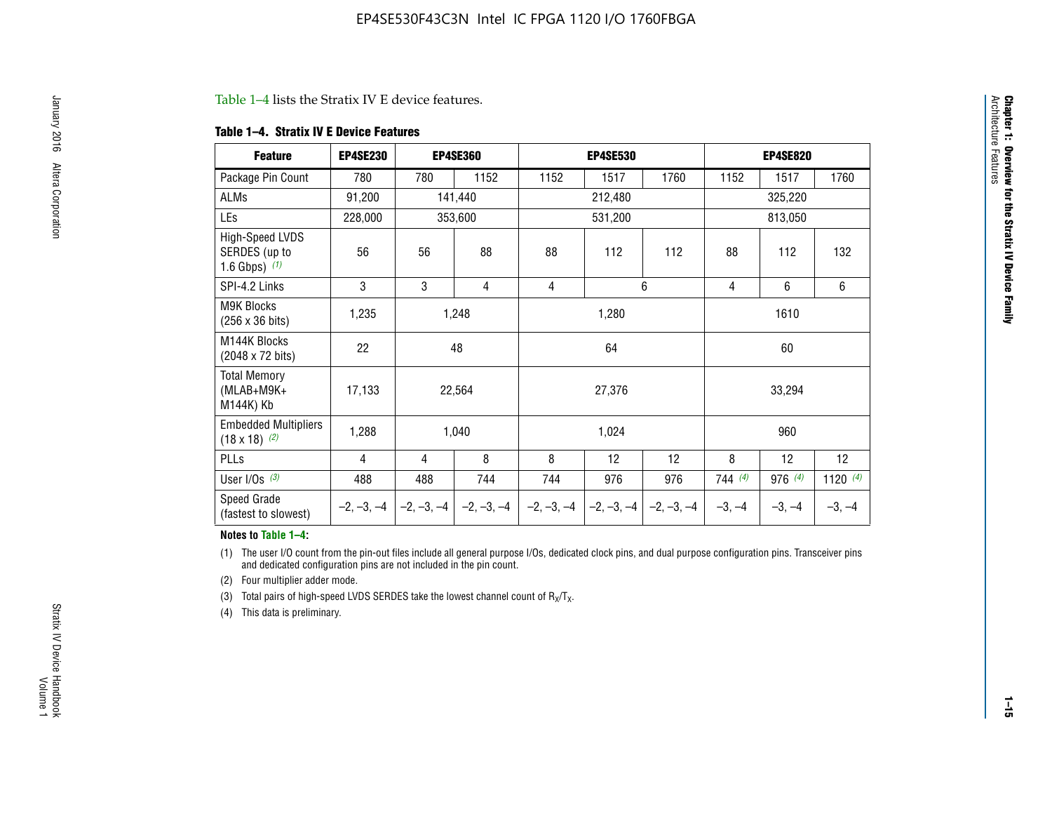Table 1–4 lists the Stratix IV E device features.

**Table 1–4. Stratix IV E Device Features**

| Feature | EP4SE230 | EP4SE360 | | EP4SE530 | | | EP4SE820 | | |
|---|---|---|---|---|---|---|---|---|---|
| Package Pin Count | 780 | 780 | 1152 | 1152 | 1517 | 1760 | 1152 | 1517 | 1760 |
| ALMs | 91,200 | 141,440 | | 212,480 | | | 325,220 | | |
| LEs | 228,000 | 353,600 | | 531,200 | | | 813,050 | | |
| High-Speed LVDS SERDES (up to 1.6 Gbps) (1) | 56 | 56 | 88 | 88 | 112 | 112 | 88 | 112 | 132 |
| SPI-4.2 Links | 3 | 3 | 4 | 4 | 6 | | 4 | 6 | 6 |
| M9K Blocks (256 x 36 bits) | 1,235 | 1,248 | | 1,280 | | | 1610 | | |
| M144K Blocks (2048 x 72 bits) | 22 | 48 | | 64 | | | 60 | | |
| Total Memory (MLAB+M9K+ M144K) Kb | 17,133 | 22,564 | | 27,376 | | | 33,294 | | |
| Embedded Multipliers (18 x 18) (2) | 1,288 | 1,040 | | 1,024 | | | 960 | | |
| PLLs | 4 | 4 | 8 | 8 | 12 | 12 | 8 | 12 | 12 |
| User I/Os (3) | 488 | 488 | 744 | 744 | 976 | 976 | 744 (4) | 976 (4) | 1120 (4) |
| Speed Grade (fastest to slowest) | –2, –3, –4 | –2, –3, –4 | –2, –3, –4 | –2, –3, –4 | –2, –3, –4 | –2, –3, –4 | –3, –4 | –3, –4 | –3, –4 |

**Notes to Table 1–4:**

(1) The user I/O count from the pin-out files include all general purpose I/Os, dedicated clock pins, and dual purpose configuration pins. Transceiver pins and dedicated configuration pins are not included in the pin count.

(2) Four multiplier adder mode.

(3) Total pairs of high-speed LVDS SERDES take the lowest channel count of $R_X/T_X$.

(4) This data is preliminary.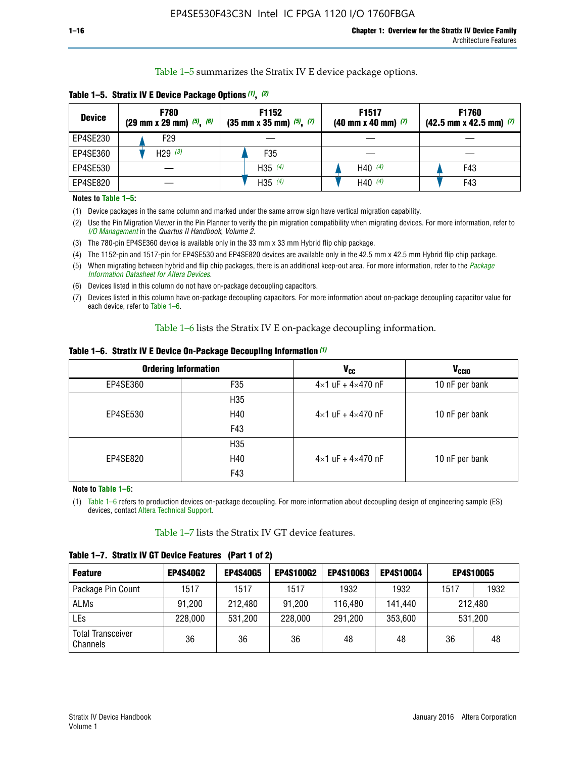Table 1–5 summarizes the Stratix IV E device package options.

**Table 1–5. Stratix IV E Device Package Options (1), (2)**

| Device | F780 (29 mm x 29 mm) (5), (6) | F1152 (35 mm x 35 mm) (5), (7) | F1517 (40 mm x 40 mm) (7) | F1760 (42.5 mm x 42.5 mm) (7) |
|---|---|---|---|---|
| EP4SE230 | F29 | — | — | — |
| EP4SE360 | H29 (3) | F35 | — | — |
| EP4SE530 | — | H35 (4) | H40 (4) | F43 |
| EP4SE820 | — | H35 (4) | H40 (4) | F43 |

**Notes to Table 1–5:**

(1) Device packages in the same column and marked under the same arrow sign have vertical migration capability.

(2) Use the Pin Migration Viewer in the Pin Planner to verify the pin migration compatibility when migrating devices. For more information, refer to *I/O Management* in the *Quartus II Handbook, Volume 2*.

(3) The 780-pin EP4SE360 device is available only in the 33 mm x 33 mm Hybrid flip chip package.

(4) The 1152-pin and 1517-pin for EP4SE530 and EP4SE820 devices are available only in the 42.5 mm x 42.5 mm Hybrid flip chip package.

(5) When migrating between hybrid and flip chip packages, there is an additional keep-out area. For more information, refer to the *Package Information Datasheet for Altera Devices*.

(6) Devices listed in this column do not have on-package decoupling capacitors.

(7) Devices listed in this column have on-package decoupling capacitors. For more information about on-package decoupling capacitor value for each device, refer to Table 1–6.

Table 1–6 lists the Stratix IV E on-package decoupling information.

**Table 1–6. Stratix IV E Device On-Package Decoupling Information (1)**

| Ordering Information | | $V_{CC}$ | $V_{CCIO}$ |
|---|---|---|---|
| EP4SE360 | F35 | 4×1 uF + 4×470 nF | 10 nF per bank |
| EP4SE530 | H35 | 4×1 uF + 4×470 nF | 10 nF per bank |
| | H40 | | |
| | F43 | | |
| EP4SE820 | H35 | 4×1 uF + 4×470 nF | 10 nF per bank |
| | H40 | | |
| | F43 | | |

**Note to Table 1–6:**

(1) Table 1–6 refers to production devices on-package decoupling. For more information about decoupling design of engineering sample (ES) devices, contact Altera Technical Support.

Table 1–7 lists the Stratix IV GT device features.

**Table 1–7. Stratix IV GT Device Features (Part 1 of 2)**

| Feature | EP4S40G2 | EP4S40G5 | EP4S100G2 | EP4S100G3 | EP4S100G4 | EP4S100G5 | |
|---|---|---|---|---|---|---|---|
| Package Pin Count | 1517 | 1517 | 1517 | 1932 | 1932 | 1517 | 1932 |
| ALMs | 91,200 | 212,480 | 91,200 | 116,480 | 141,440 | 212,480 | |
| LEs | 228,000 | 531,200 | 228,000 | 291,200 | 353,600 | 531,200 | |
| Total Transceiver Channels | 36 | 36 | 36 | 48 | 48 | 36 | 48 |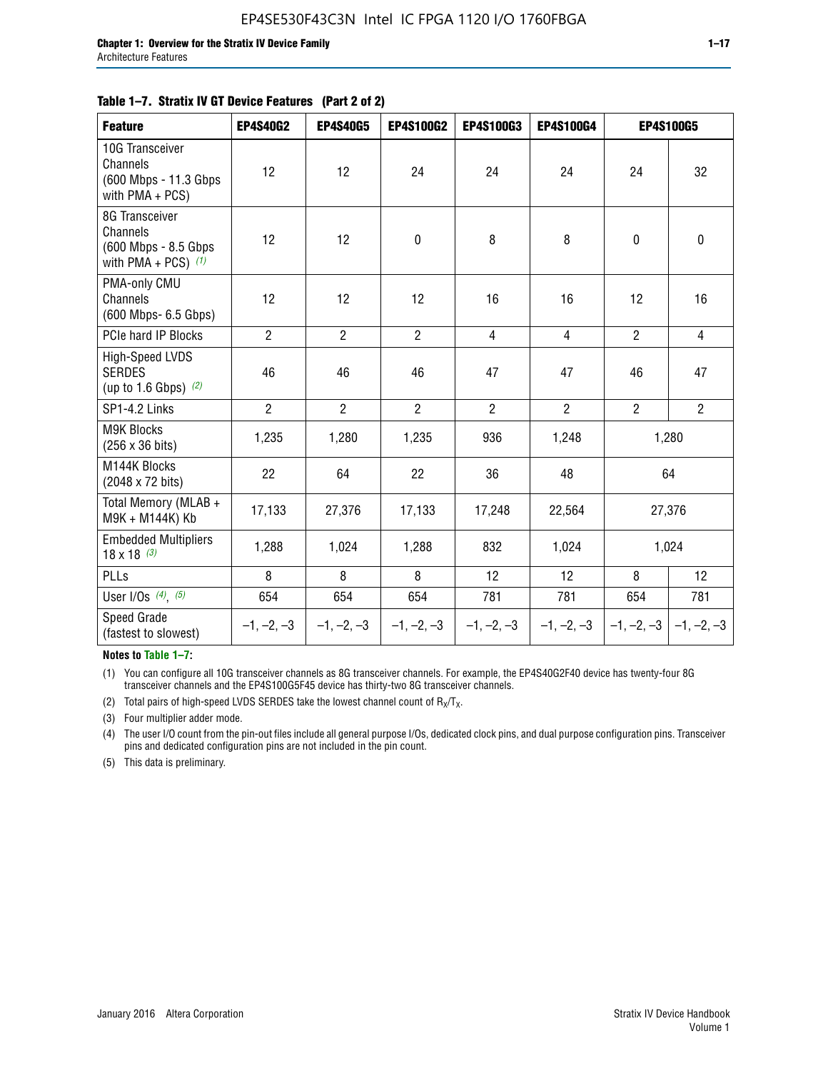**Table 1–7. Stratix IV GT Device Features (Part 2 of 2)**

| Feature | EP4S40G2 | EP4S40G5 | EP4S100G2 | EP4S100G3 | EP4S100G4 | EP4S100G5 | |
|---|---|---|---|---|---|---|---|
| 10G Transceiver Channels (600 Mbps - 11.3 Gbps with PMA + PCS) | 12 | 12 | 24 | 24 | 24 | 24 | 32 |
| 8G Transceiver Channels (600 Mbps - 8.5 Gbps with PMA + PCS) *(1)* | 12 | 12 | 0 | 8 | 8 | 0 | 0 |
| PMA-only CMU Channels (600 Mbps- 6.5 Gbps) | 12 | 12 | 12 | 16 | 16 | 12 | 16 |
| PCIe hard IP Blocks | 2 | 2 | 2 | 4 | 4 | 2 | 4 |
| High-Speed LVDS SERDES (up to 1.6 Gbps) *(2)* | 46 | 46 | 46 | 47 | 47 | 46 | 47 |
| SP1-4.2 Links | 2 | 2 | 2 | 2 | 2 | 2 | 2 |
| M9K Blocks (256 x 36 bits) | 1,235 | 1,280 | 1,235 | 936 | 1,248 | 1,280 | |
| M144K Blocks (2048 x 72 bits) | 22 | 64 | 22 | 36 | 48 | 64 | |
| Total Memory (MLAB + M9K + M144K) Kb | 17,133 | 27,376 | 17,133 | 17,248 | 22,564 | 27,376 | |
| Embedded Multipliers 18 x 18 *(3)* | 1,288 | 1,024 | 1,288 | 832 | 1,024 | 1,024 | |
| PLLs | 8 | 8 | 8 | 12 | 12 | 8 | 12 |
| User I/Os *(4)*, *(5)* | 654 | 654 | 654 | 781 | 781 | 654 | 781 |
| Speed Grade (fastest to slowest) | –1, –2, –3 | –1, –2, –3 | –1, –2, –3 | –1, –2, –3 | –1, –2, –3 | –1, –2, –3 | –1, –2, –3 |

**Notes to Table 1–7:**

(1) You can configure all 10G transceiver channels as 8G transceiver channels. For example, the EP4S40G2F40 device has twenty-four 8G transceiver channels and the EP4S100G5F45 device has thirty-two 8G transceiver channels.

(2) Total pairs of high-speed LVDS SERDES take the lowest channel count of $R_X/T_X$.

(3) Four multiplier adder mode.

(4) The user I/O count from the pin-out files include all general purpose I/Os, dedicated clock pins, and dual purpose configuration pins. Transceiver pins and dedicated configuration pins are not included in the pin count.

(5) This data is preliminary.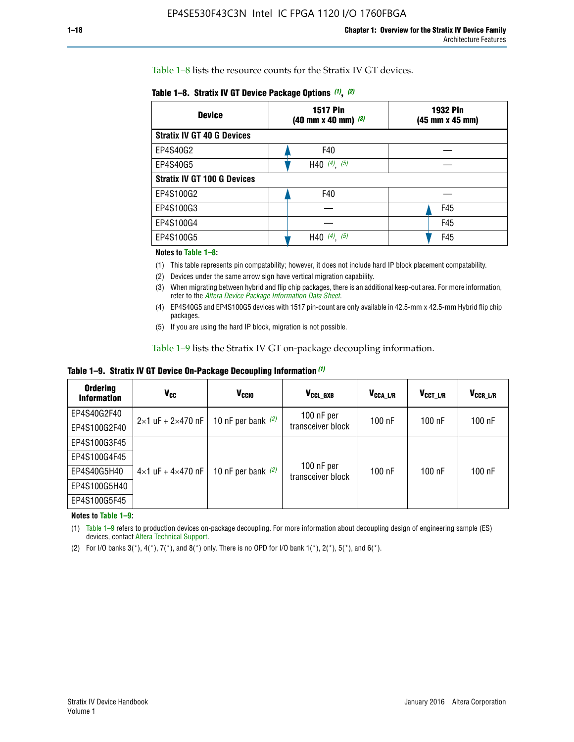Table 1–8 lists the resource counts for the Stratix IV GT devices.

**Table 1–8. Stratix IV GT Device Package Options (1), (2)**

| Device | 1517 Pin (40 mm x 40 mm) (3) | 1932 Pin (45 mm x 45 mm) |
|---|---|---|
| **Stratix IV GT 40 G Devices** | | |
| EP4S40G2 | F40 | — |
| EP4S40G5 | H40 (4), (5) | — |
| **Stratix IV GT 100 G Devices** | | |
| EP4S100G2 | F40 | — |
| EP4S100G3 | — | F45 |
| EP4S100G4 | — | F45 |
| EP4S100G5 | H40 (4), (5) | F45 |

**Notes to Table 1–8:**

(1) This table represents pin compatability; however, it does not include hard IP block placement compatability.

(2) Devices under the same arrow sign have vertical migration capability.

(3) When migrating between hybrid and flip chip packages, there is an additional keep-out area. For more information, refer to the *Altera Device Package Information Data Sheet*.

(4) EP4S40G5 and EP4S100G5 devices with 1517 pin-count are only available in 42.5-mm x 42.5-mm Hybrid flip chip packages.

(5) If you are using the hard IP block, migration is not possible.

Table 1–9 lists the Stratix IV GT on-package decoupling information.

**Table 1–9. Stratix IV GT Device On-Package Decoupling Information (1)**

| Ordering Information | $V_{CC}$ | $V_{CCIO}$ | $V_{CCL\_GXB}$ | $V_{CCA\_L/R}$ | $V_{CCT\_L/R}$ | $V_{CCR\_L/R}$ |
|---|---|---|---|---|---|---|
| EP4S40G2F40 | 2×1 uF + 2×470 nF | 10 nF per bank (2) | 100 nF per transceiver block | 100 nF | 100 nF | 100 nF |
| EP4S100G2F40 | | | | | | |
| EP4S100G3F45 | 4×1 uF + 4×470 nF | 10 nF per bank (2) | 100 nF per transceiver block | 100 nF | 100 nF | 100 nF |
| EP4S100G4F45 | | | | | | |
| EP4S40G5H40 | | | | | | |
| EP4S100G5H40 | | | | | | |
| EP4S100G5F45 | | | | | | |

**Notes to Table 1–9:**

(1) Table 1–9 refers to production devices on-package decoupling. For more information about decoupling design of engineering sample (ES) devices, contact Altera Technical Support.

(2) For I/O banks 3(\*), 4(\*), 7(\*), and 8(\*) only. There is no OPD for I/O bank 1(\*), 2(\*), 5(\*), and 6(\*).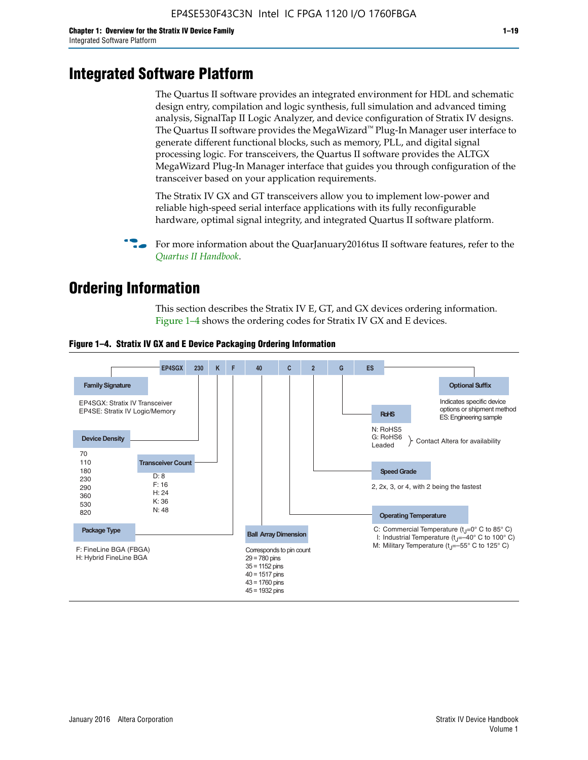# Integrated Software Platform

The Quartus II software provides an integrated environment for HDL and schematic design entry, compilation and logic synthesis, full simulation and advanced timing analysis, SignalTap II Logic Analyzer, and device configuration of Stratix IV designs. The Quartus II software provides the MegaWizard™ Plug-In Manager user interface to generate different functional blocks, such as memory, PLL, and digital signal processing logic. For transceivers, the Quartus II software provides the ALTGX MegaWizard Plug-In Manager interface that guides you through configuration of the transceiver based on your application requirements.

The Stratix IV GX and GT transceivers allow you to implement low-power and reliable high-speed serial interface applications with its fully reconfigurable hardware, optimal signal integrity, and integrated Quartus II software platform.

For more information about the QuarJanuary2016tus II software features, refer to the *Quartus II Handbook*.

# Ordering Information

This section describes the Stratix IV E, GT, and GX devices ordering information. Figure 1–4 shows the ordering codes for Stratix IV GX and E devices.

**Figure 1–4. Stratix IV GX and E Device Packaging Ordering Information**

EP4SGX 230 K F 40 C 2 G ES

- **Family Signature**
  - EP4SGX: Stratix IV Transceiver
  - EP4SE: Stratix IV Logic/Memory
- **Device Density**: 70, 110, 180, 230, 290, 360, 530, 820
- **Transceiver Count**
  - D: 8
  - F: 16
  - H: 24
  - K: 36
  - N: 48
- **Package Type**
  - F: FineLine BGA (FBGA)
  - H: Hybrid FineLine BGA
- **Ball Array Dimension**: Corresponds to pin count
  - 29 = 780 pins
  - 35 = 1152 pins
  - 40 = 1517 pins
  - 43 = 1760 pins
  - 45 = 1932 pins
- **Operating Temperature**
  - C: Commercial Temperature ($t_J$=0° C to 85° C)
  - I: Industrial Temperature ($t_J$=–40° C to 100° C)
  - M: Military Temperature ($t_J$=–55° C to 125° C)
- **Speed Grade**: 2, 2x, 3, or 4, with 2 being the fastest
- **RoHS**
  - N: RoHS5
  - G: RoHS6
  - Leaded
  
  (Contact Altera for availability)
- **Optional Suffix**: Indicates specific device options or shipment method
  - ES: Engineering sample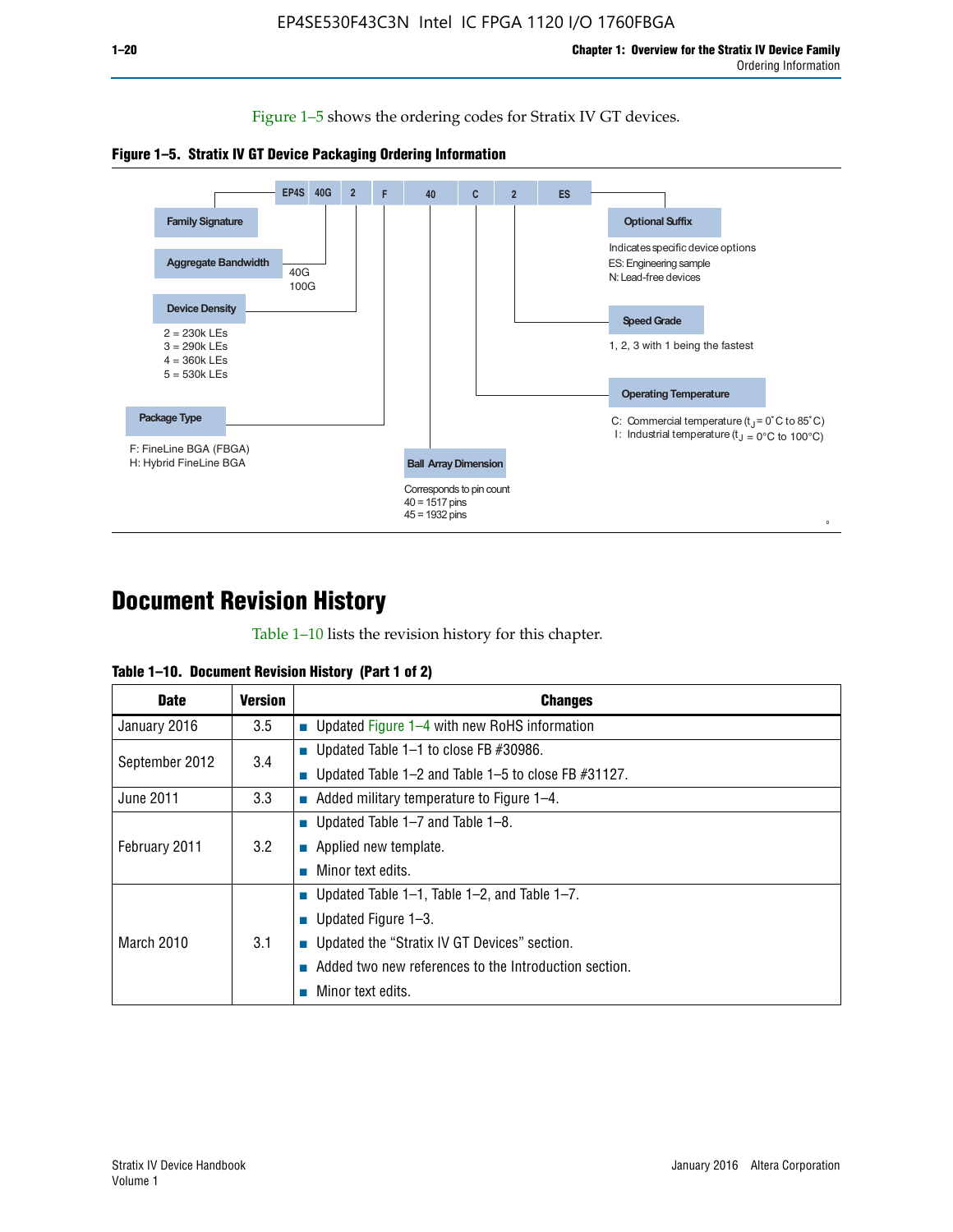Figure 1–5 shows the ordering codes for Stratix IV GT devices.

**Figure 1–5. Stratix IV GT Device Packaging Ordering Information**

EP4S 40G 2 F 40 C 2 ES

- **Family Signature**
- **Aggregate Bandwidth**: 40G, 100G
- **Device Density**: 2 = 230k LEs, 3 = 290k LEs, 4 = 360k LEs, 5 = 530k LEs
- **Package Type**: F: FineLine BGA (FBGA), H: Hybrid FineLine BGA
- **Ball Array Dimension**: Corresponds to pin count, 40 = 1517 pins, 45 = 1932 pins
- **Operating Temperature**: C: Commercial temperature ($t_J$ = 0˚C to 85˚C), I: Industrial temperature ($t_J$ = 0°C to 100°C)
- **Speed Grade**: 1, 2, 3 with 1 being the fastest
- **Optional Suffix**: Indicates specific device options, ES: Engineering sample, N: Lead-free devices

# Document Revision History

Table 1–10 lists the revision history for this chapter.

**Table 1–10. Document Revision History (Part 1 of 2)**

| Date | Version | Changes |
|---|---|---|
| January 2016 | 3.5 | ■ Updated Figure 1–4 with new RoHS information |
| September 2012 | 3.4 | ■ Updated Table 1–1 to close FB #30986.<br>■ Updated Table 1–2 and Table 1–5 to close FB #31127. |
| June 2011 | 3.3 | ■ Added military temperature to Figure 1–4. |
| February 2011 | 3.2 | ■ Updated Table 1–7 and Table 1–8.<br>■ Applied new template.<br>■ Minor text edits. |
| March 2010 | 3.1 | ■ Updated Table 1–1, Table 1–2, and Table 1–7.<br>■ Updated Figure 1–3.<br>■ Updated the “Stratix IV GT Devices” section.<br>■ Added two new references to the Introduction section.<br>■ Minor text edits. |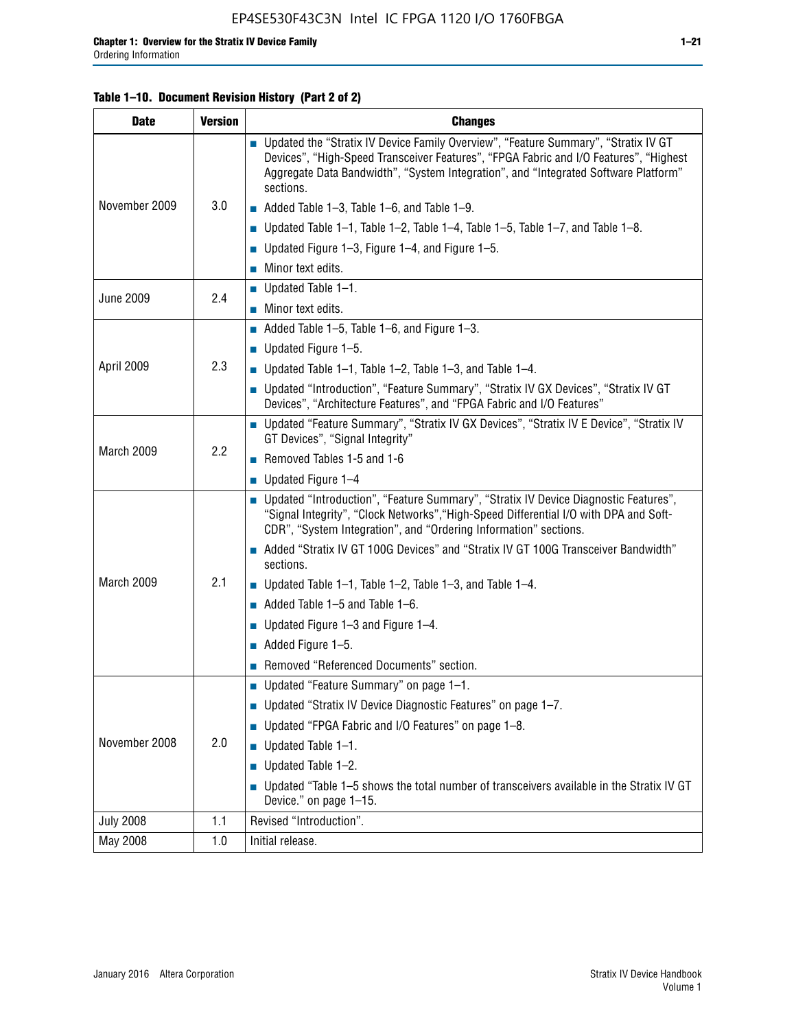**Table 1–10. Document Revision History (Part 2 of 2)**

| Date | Version | Changes |
|---|---|---|
| November 2009 | 3.0 | ■ Updated the "Stratix IV Device Family Overview", "Feature Summary", "Stratix IV GT Devices", "High-Speed Transceiver Features", "FPGA Fabric and I/O Features", "Highest Aggregate Data Bandwidth", "System Integration", and "Integrated Software Platform" sections.<br>■ Added Table 1–3, Table 1–6, and Table 1–9.<br>■ Updated Table 1–1, Table 1–2, Table 1–4, Table 1–5, Table 1–7, and Table 1–8.<br>■ Updated Figure 1–3, Figure 1–4, and Figure 1–5.<br>■ Minor text edits. |
| June 2009 | 2.4 | ■ Updated Table 1–1.<br>■ Minor text edits. |
| April 2009 | 2.3 | ■ Added Table 1–5, Table 1–6, and Figure 1–3.<br>■ Updated Figure 1–5.<br>■ Updated Table 1–1, Table 1–2, Table 1–3, and Table 1–4.<br>■ Updated "Introduction", "Feature Summary", "Stratix IV GX Devices", "Stratix IV GT Devices", "Architecture Features", and "FPGA Fabric and I/O Features" |
| March 2009 | 2.2 | ■ Updated "Feature Summary", "Stratix IV GX Devices", "Stratix IV E Device", "Stratix IV GT Devices", "Signal Integrity"<br>■ Removed Tables 1-5 and 1-6<br>■ Updated Figure 1–4 |
| March 2009 | 2.1 | ■ Updated "Introduction", "Feature Summary", "Stratix IV Device Diagnostic Features", "Signal Integrity", "Clock Networks","High-Speed Differential I/O with DPA and Soft-CDR", "System Integration", and "Ordering Information" sections.<br>■ Added "Stratix IV GT 100G Devices" and "Stratix IV GT 100G Transceiver Bandwidth" sections.<br>■ Updated Table 1–1, Table 1–2, Table 1–3, and Table 1–4.<br>■ Added Table 1–5 and Table 1–6.<br>■ Updated Figure 1–3 and Figure 1–4.<br>■ Added Figure 1–5.<br>■ Removed "Referenced Documents" section. |
| November 2008 | 2.0 | ■ Updated "Feature Summary" on page 1–1.<br>■ Updated "Stratix IV Device Diagnostic Features" on page 1–7.<br>■ Updated "FPGA Fabric and I/O Features" on page 1–8.<br>■ Updated Table 1–1.<br>■ Updated Table 1–2.<br>■ Updated "Table 1–5 shows the total number of transceivers available in the Stratix IV GT Device." on page 1–15. |
| July 2008 | 1.1 | Revised "Introduction". |
| May 2008 | 1.0 | Initial release. |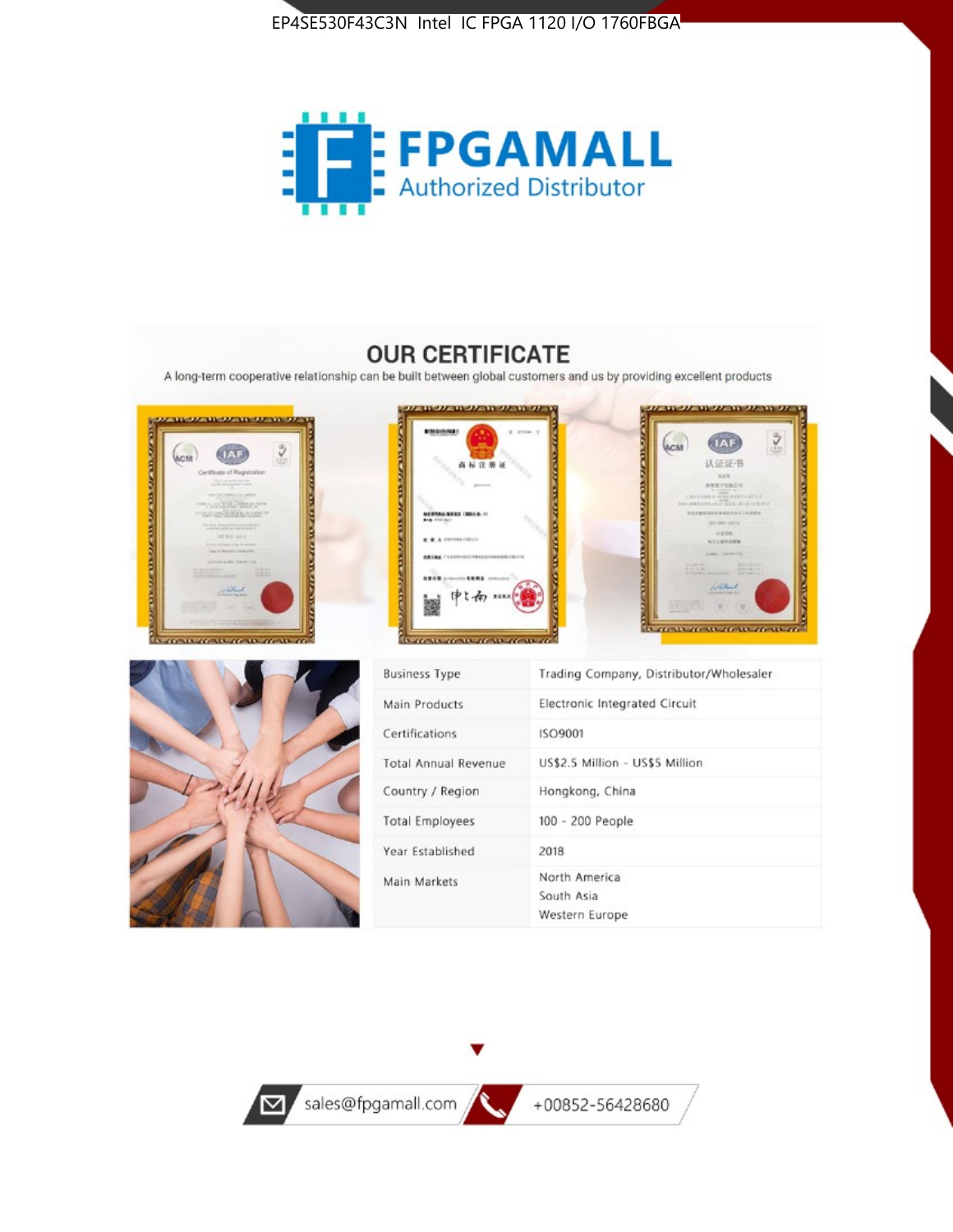FPGAMALL
Authorized Distributor

## OUR CERTIFICATE

A long-term cooperative relationship can be built between global customers and us by providing excellent products

| | |
|---|---|
| Business Type | Trading Company, Distributor/Wholesaler |
| Main Products | Electronic Integrated Circuit |
| Certifications | ISO9001 |
| Total Annual Revenue | US$2.5 Million - US$5 Million |
| Country / Region | Hongkong, China |
| Total Employees | 100 - 200 People |
| Year Established | 2018 |
| Main Markets | North America<br>South Asia<br>Western Europe |

sales@fpgamall.com

+00852-56428680